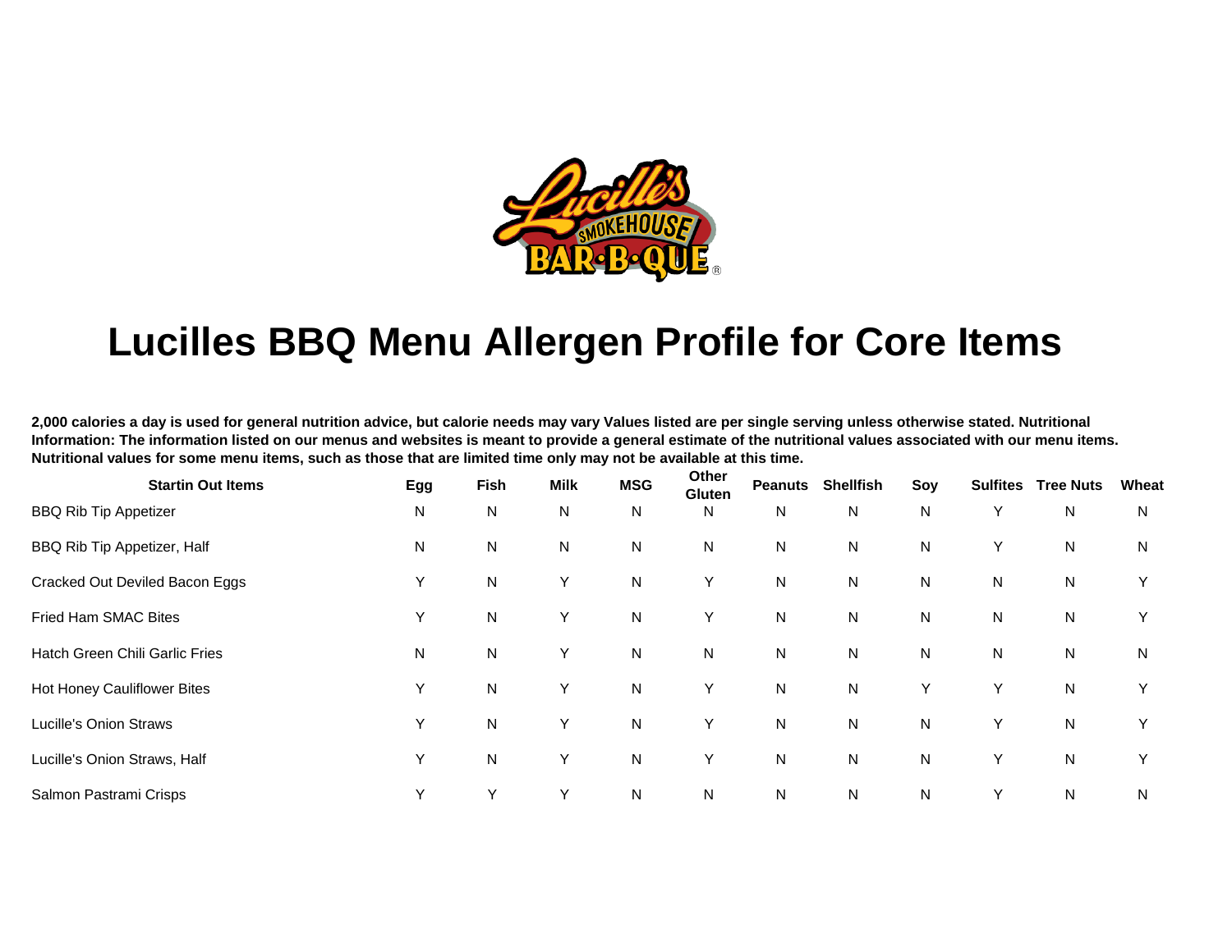# Lucilles BBQ Menu Allergen Profile for Core Items

**2,000 calories a day is used for general nutrition advice, but calorie needs may vary Values listed are per single serving unless otherwise stated. Nutritional Information: The information listed on our menus and websites is meant to provide a general estimate of the nutritional values associated with our menu items. Nutritional values for some menu items, such as those that are limited time only may not be available at this time.**

| Startin Out Items | Egg | Fish | Milk | MSG | Other Gluten | Peanuts | Shellfish | Soy | Sulfites | Tree Nuts | Wheat |
|---|---|---|---|---|---|---|---|---|---|---|---|
| BBQ Rib Tip Appetizer | N | N | N | N | N | N | N | N | Y | N | N |
| BBQ Rib Tip Appetizer, Half | N | N | N | N | N | N | N | N | Y | N | N |
| Cracked Out Deviled Bacon Eggs | Y | N | Y | N | Y | N | N | N | N | N | Y |
| Fried Ham SMAC Bites | Y | N | Y | N | Y | N | N | N | N | N | Y |
| Hatch Green Chili Garlic Fries | N | N | Y | N | N | N | N | N | N | N | N |
| Hot Honey Cauliflower Bites | Y | N | Y | N | Y | N | N | Y | Y | N | Y |
| Lucille's Onion Straws | Y | N | Y | N | Y | N | N | N | Y | N | Y |
| Lucille's Onion Straws, Half | Y | N | Y | N | Y | N | N | N | Y | N | Y |
| Salmon Pastrami Crisps | Y | Y | Y | N | N | N | N | N | Y | N | N |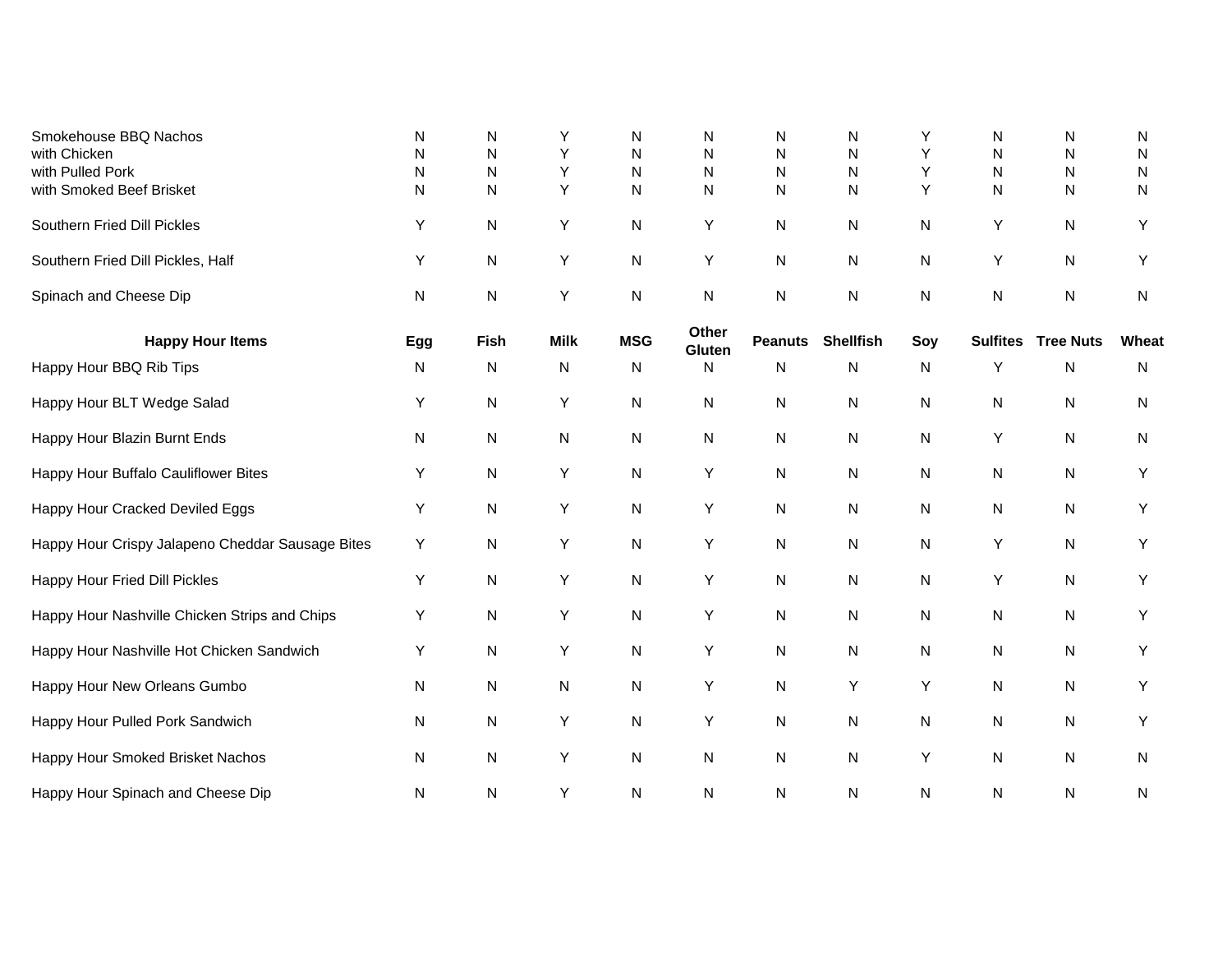| | | | | | | | | | | | |
|---|---|---|---|---|---|---|---|---|---|---|---|
| Smokehouse BBQ Nachos | N | N | Y | N | N | N | N | Y | N | N | N |
| with Chicken | N | N | Y | N | N | N | N | Y | N | N | N |
| with Pulled Pork | N | N | Y | N | N | N | N | Y | N | N | N |
| with Smoked Beef Brisket | N | N | Y | N | N | N | N | Y | N | N | N |
| Southern Fried Dill Pickles | Y | N | Y | N | Y | N | N | N | Y | N | Y |
| Southern Fried Dill Pickles, Half | Y | N | Y | N | Y | N | N | N | Y | N | Y |
| Spinach and Cheese Dip | N | N | Y | N | N | N | N | N | N | N | N |

| Happy Hour Items | Egg | Fish | Milk | MSG | Other Gluten | Peanuts | Shellfish | Soy | Sulfites | Tree Nuts | Wheat |
|---|---|---|---|---|---|---|---|---|---|---|---|
| Happy Hour BBQ Rib Tips | N | N | N | N | N | N | N | N | Y | N | N |
| Happy Hour BLT Wedge Salad | Y | N | Y | N | N | N | N | N | N | N | N |
| Happy Hour Blazin Burnt Ends | N | N | N | N | N | N | N | N | Y | N | N |
| Happy Hour Buffalo Cauliflower Bites | Y | N | Y | N | Y | N | N | N | N | N | Y |
| Happy Hour Cracked Deviled Eggs | Y | N | Y | N | Y | N | N | N | N | N | Y |
| Happy Hour Crispy Jalapeno Cheddar Sausage Bites | Y | N | Y | N | Y | N | N | N | Y | N | Y |
| Happy Hour Fried Dill Pickles | Y | N | Y | N | Y | N | N | N | Y | N | Y |
| Happy Hour Nashville Chicken Strips and Chips | Y | N | Y | N | Y | N | N | N | N | N | Y |
| Happy Hour Nashville Hot Chicken Sandwich | Y | N | Y | N | Y | N | N | N | N | N | Y |
| Happy Hour New Orleans Gumbo | N | N | N | N | Y | N | Y | Y | N | N | Y |
| Happy Hour Pulled Pork Sandwich | N | N | Y | N | Y | N | N | N | N | N | Y |
| Happy Hour Smoked Brisket Nachos | N | N | Y | N | N | N | N | Y | N | N | N |
| Happy Hour Spinach and Cheese Dip | N | N | Y | N | N | N | N | N | N | N | N |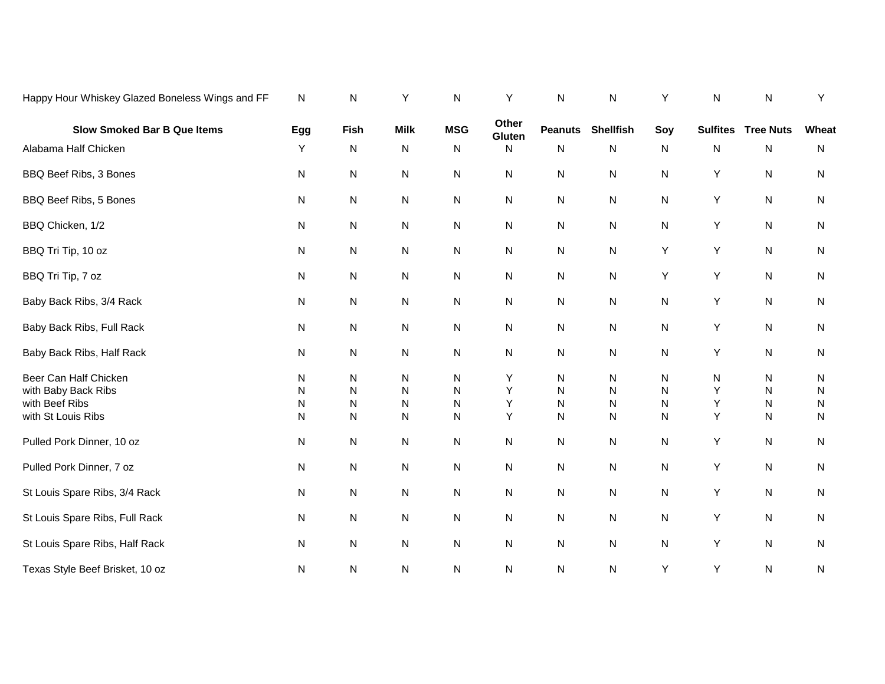| Happy Hour Whiskey Glazed Boneless Wings and FF | N | N | Y | N | Y | N | N | Y | N | N | Y |
|---|---|---|---|---|---|---|---|---|---|---|---|
| **Slow Smoked Bar B Que Items** | **Egg** | **Fish** | **Milk** | **MSG** | **Other Gluten** | **Peanuts** | **Shellfish** | **Soy** | **Sulfites** | **Tree Nuts** | **Wheat** |
| Alabama Half Chicken | Y | N | N | N | N | N | N | N | N | N | N |
| BBQ Beef Ribs, 3 Bones | N | N | N | N | N | N | N | N | Y | N | N |
| BBQ Beef Ribs, 5 Bones | N | N | N | N | N | N | N | N | Y | N | N |
| BBQ Chicken, 1/2 | N | N | N | N | N | N | N | N | Y | N | N |
| BBQ Tri Tip, 10 oz | N | N | N | N | N | N | N | Y | Y | N | N |
| BBQ Tri Tip, 7 oz | N | N | N | N | N | N | N | Y | Y | N | N |
| Baby Back Ribs, 3/4 Rack | N | N | N | N | N | N | N | N | Y | N | N |
| Baby Back Ribs, Full Rack | N | N | N | N | N | N | N | N | Y | N | N |
| Baby Back Ribs, Half Rack | N | N | N | N | N | N | N | N | Y | N | N |
| Beer Can Half Chicken | N | N | N | N | Y | N | N | N | N | N | N |
| with Baby Back Ribs | N | N | N | N | Y | N | N | N | Y | N | N |
| with Beef Ribs | N | N | N | N | Y | N | N | N | Y | N | N |
| with St Louis Ribs | N | N | N | N | Y | N | N | N | Y | N | N |
| Pulled Pork Dinner, 10 oz | N | N | N | N | N | N | N | N | Y | N | N |
| Pulled Pork Dinner, 7 oz | N | N | N | N | N | N | N | N | Y | N | N |
| St Louis Spare Ribs, 3/4 Rack | N | N | N | N | N | N | N | N | Y | N | N |
| St Louis Spare Ribs, Full Rack | N | N | N | N | N | N | N | N | Y | N | N |
| St Louis Spare Ribs, Half Rack | N | N | N | N | N | N | N | N | Y | N | N |
| Texas Style Beef Brisket, 10 oz | N | N | N | N | N | N | N | Y | Y | N | N |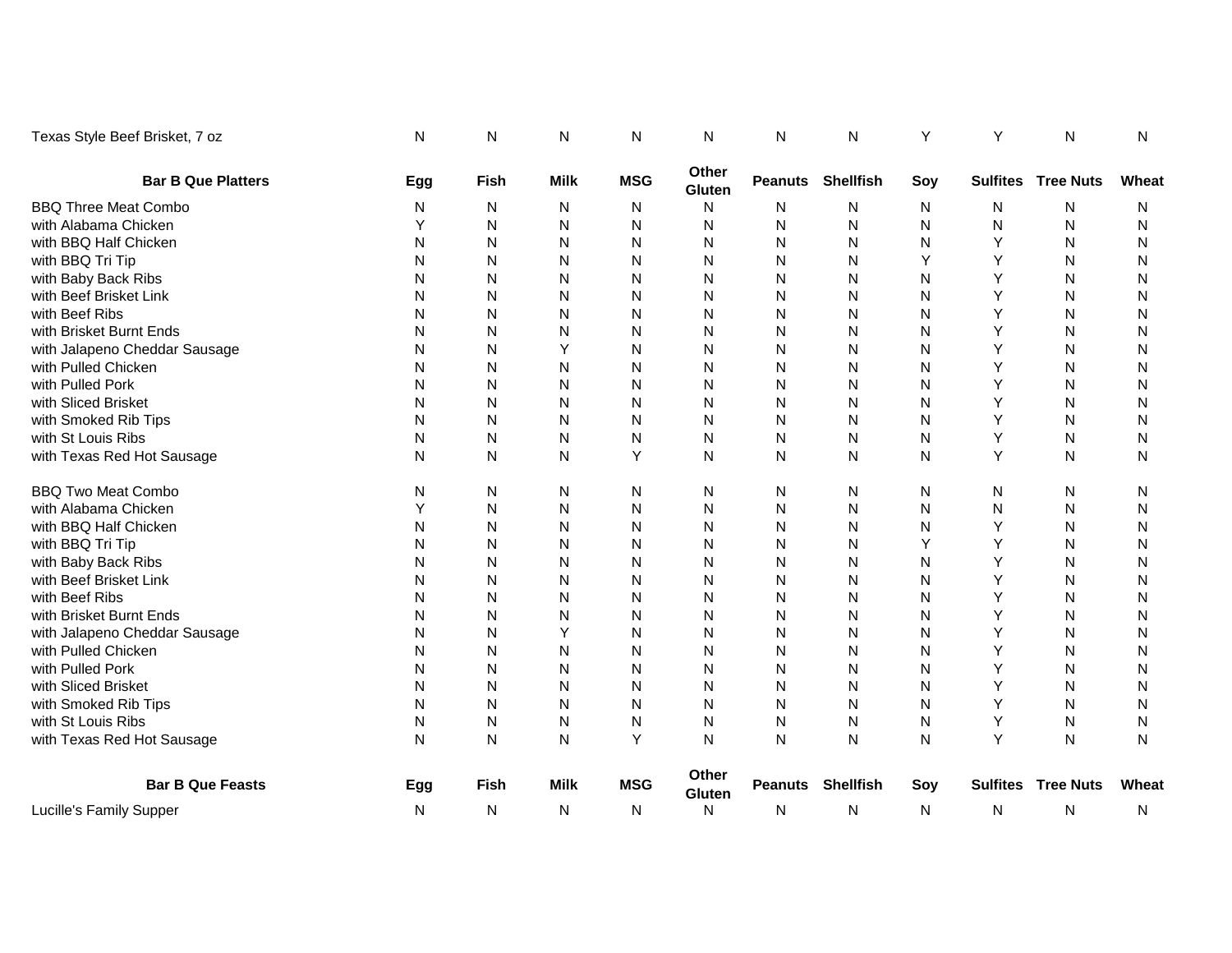| | | | | | | | | | | | |
|---|---|---|---|---|---|---|---|---|---|---|---|
| Texas Style Beef Brisket, 7 oz | N | N | N | N | N | N | N | Y | Y | N | N |

| **Bar B Que Platters** | **Egg** | **Fish** | **Milk** | **MSG** | **Other Gluten** | **Peanuts** | **Shellfish** | **Soy** | **Sulfites** | **Tree Nuts** | **Wheat** |
|---|---|---|---|---|---|---|---|---|---|---|---|
| BBQ Three Meat Combo | N | N | N | N | N | N | N | N | N | N | N |
| with Alabama Chicken | Y | N | N | N | N | N | N | N | N | N | N |
| with BBQ Half Chicken | N | N | N | N | N | N | N | N | Y | N | N |
| with BBQ Tri Tip | N | N | N | N | N | N | N | Y | Y | N | N |
| with Baby Back Ribs | N | N | N | N | N | N | N | N | Y | N | N |
| with Beef Brisket Link | N | N | N | N | N | N | N | N | Y | N | N |
| with Beef Ribs | N | N | N | N | N | N | N | N | Y | N | N |
| with Brisket Burnt Ends | N | N | N | N | N | N | N | N | Y | N | N |
| with Jalapeno Cheddar Sausage | N | N | Y | N | N | N | N | N | Y | N | N |
| with Pulled Chicken | N | N | N | N | N | N | N | N | Y | N | N |
| with Pulled Pork | N | N | N | N | N | N | N | N | Y | N | N |
| with Sliced Brisket | N | N | N | N | N | N | N | N | Y | N | N |
| with Smoked Rib Tips | N | N | N | N | N | N | N | N | Y | N | N |
| with St Louis Ribs | N | N | N | N | N | N | N | N | Y | N | N |
| with Texas Red Hot Sausage | N | N | N | Y | N | N | N | N | Y | N | N |
| | | | | | | | | | | | |
| BBQ Two Meat Combo | N | N | N | N | N | N | N | N | N | N | N |
| with Alabama Chicken | Y | N | N | N | N | N | N | N | N | N | N |
| with BBQ Half Chicken | N | N | N | N | N | N | N | N | Y | N | N |
| with BBQ Tri Tip | N | N | N | N | N | N | N | Y | Y | N | N |
| with Baby Back Ribs | N | N | N | N | N | N | N | N | Y | N | N |
| with Beef Brisket Link | N | N | N | N | N | N | N | N | Y | N | N |
| with Beef Ribs | N | N | N | N | N | N | N | N | Y | N | N |
| with Brisket Burnt Ends | N | N | N | N | N | N | N | N | Y | N | N |
| with Jalapeno Cheddar Sausage | N | N | Y | N | N | N | N | N | Y | N | N |
| with Pulled Chicken | N | N | N | N | N | N | N | N | Y | N | N |
| with Pulled Pork | N | N | N | N | N | N | N | N | Y | N | N |
| with Sliced Brisket | N | N | N | N | N | N | N | N | Y | N | N |
| with Smoked Rib Tips | N | N | N | N | N | N | N | N | Y | N | N |
| with St Louis Ribs | N | N | N | N | N | N | N | N | Y | N | N |
| with Texas Red Hot Sausage | N | N | N | Y | N | N | N | N | Y | N | N |

| **Bar B Que Feasts** | **Egg** | **Fish** | **Milk** | **MSG** | **Other Gluten** | **Peanuts** | **Shellfish** | **Soy** | **Sulfites** | **Tree Nuts** | **Wheat** |
|---|---|---|---|---|---|---|---|---|---|---|---|
| Lucille's Family Supper | N | N | N | N | N | N | N | N | N | N | N |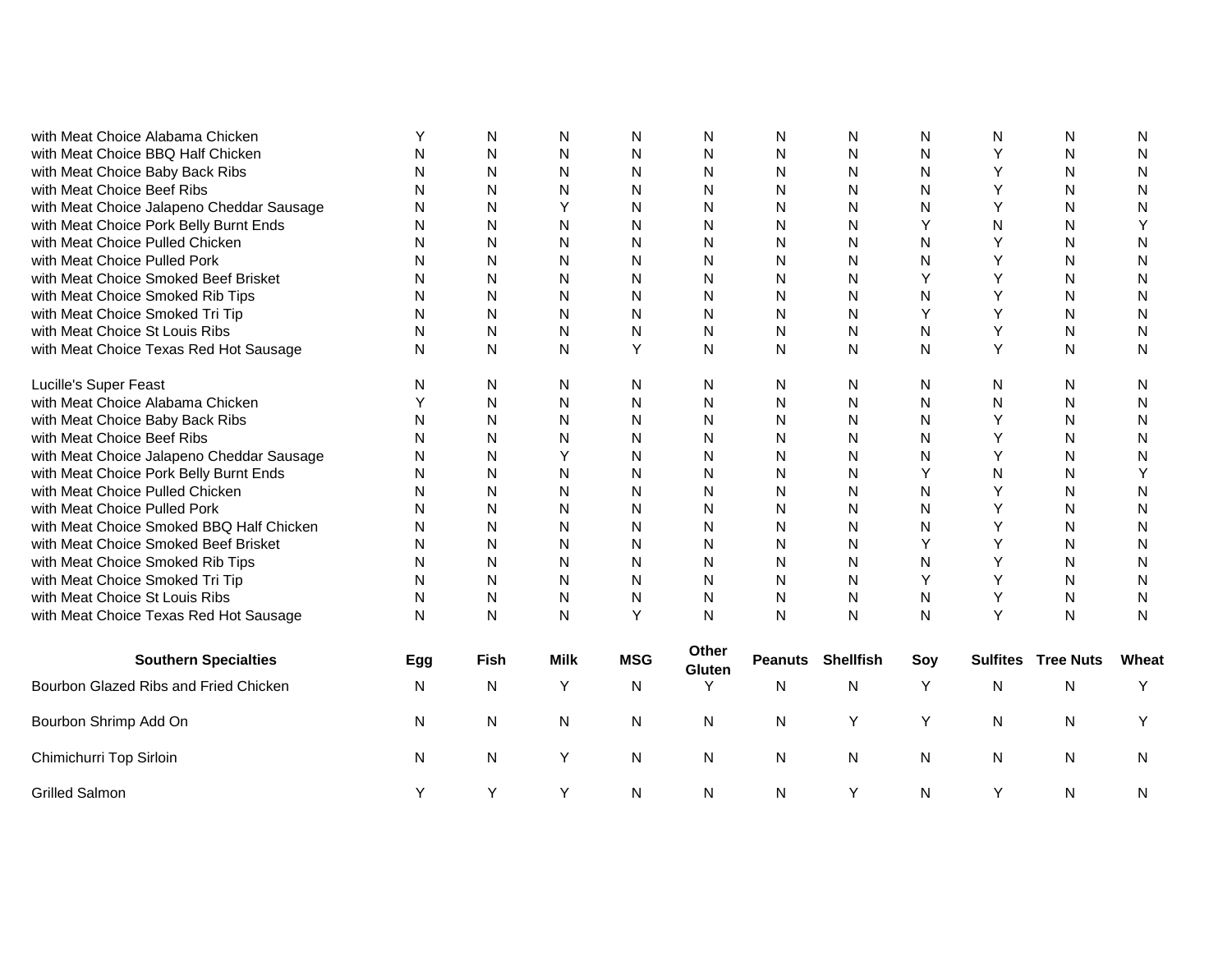| | | | | | | | | | | | |
|---|---|---|---|---|---|---|---|---|---|---|---|
| with Meat Choice Alabama Chicken | Y | N | N | N | N | N | N | N | N | N | N |
| with Meat Choice BBQ Half Chicken | N | N | N | N | N | N | N | N | Y | N | N |
| with Meat Choice Baby Back Ribs | N | N | N | N | N | N | N | N | Y | N | N |
| with Meat Choice Beef Ribs | N | N | N | N | N | N | N | N | Y | N | N |
| with Meat Choice Jalapeno Cheddar Sausage | N | N | Y | N | N | N | N | N | Y | N | N |
| with Meat Choice Pork Belly Burnt Ends | N | N | N | N | N | N | N | Y | N | N | Y |
| with Meat Choice Pulled Chicken | N | N | N | N | N | N | N | N | Y | N | N |
| with Meat Choice Pulled Pork | N | N | N | N | N | N | N | N | Y | N | N |
| with Meat Choice Smoked Beef Brisket | N | N | N | N | N | N | N | Y | Y | N | N |
| with Meat Choice Smoked Rib Tips | N | N | N | N | N | N | N | N | Y | N | N |
| with Meat Choice Smoked Tri Tip | N | N | N | N | N | N | N | Y | Y | N | N |
| with Meat Choice St Louis Ribs | N | N | N | N | N | N | N | N | Y | N | N |
| with Meat Choice Texas Red Hot Sausage | N | N | N | Y | N | N | N | N | Y | N | N |
| | | | | | | | | | | | |
| Lucille's Super Feast | N | N | N | N | N | N | N | N | N | N | N |
| with Meat Choice Alabama Chicken | Y | N | N | N | N | N | N | N | N | N | N |
| with Meat Choice Baby Back Ribs | N | N | N | N | N | N | N | N | Y | N | N |
| with Meat Choice Beef Ribs | N | N | N | N | N | N | N | N | Y | N | N |
| with Meat Choice Jalapeno Cheddar Sausage | N | N | Y | N | N | N | N | N | Y | N | N |
| with Meat Choice Pork Belly Burnt Ends | N | N | N | N | N | N | N | Y | N | N | Y |
| with Meat Choice Pulled Chicken | N | N | N | N | N | N | N | N | Y | N | N |
| with Meat Choice Pulled Pork | N | N | N | N | N | N | N | N | Y | N | N |
| with Meat Choice Smoked BBQ Half Chicken | N | N | N | N | N | N | N | N | Y | N | N |
| with Meat Choice Smoked Beef Brisket | N | N | N | N | N | N | N | Y | Y | N | N |
| with Meat Choice Smoked Rib Tips | N | N | N | N | N | N | N | N | Y | N | N |
| with Meat Choice Smoked Tri Tip | N | N | N | N | N | N | N | Y | Y | N | N |
| with Meat Choice St Louis Ribs | N | N | N | N | N | N | N | N | Y | N | N |
| with Meat Choice Texas Red Hot Sausage | N | N | N | Y | N | N | N | N | Y | N | N |

| Southern Specialties | Egg | Fish | Milk | MSG | Other Gluten | Peanuts | Shellfish | Soy | Sulfites | Tree Nuts | Wheat |
|---|---|---|---|---|---|---|---|---|---|---|---|
| Bourbon Glazed Ribs and Fried Chicken | N | N | Y | N | Y | N | N | Y | N | N | Y |
| Bourbon Shrimp Add On | N | N | N | N | N | N | Y | Y | N | N | Y |
| Chimichurri Top Sirloin | N | N | Y | N | N | N | N | N | N | N | N |
| Grilled Salmon | Y | Y | Y | N | N | N | Y | N | Y | N | N |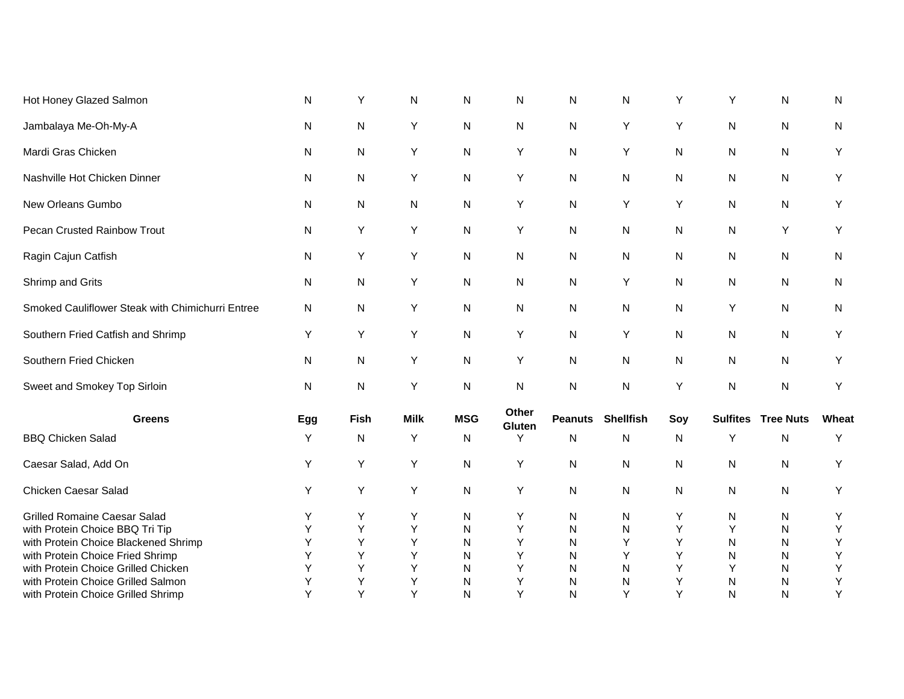| | | | | | | | | | | | |
|---|---|---|---|---|---|---|---|---|---|---|---|
| Hot Honey Glazed Salmon | N | Y | N | N | N | N | N | Y | Y | N | N |
| Jambalaya Me-Oh-My-A | N | N | Y | N | N | N | Y | Y | N | N | N |
| Mardi Gras Chicken | N | N | Y | N | Y | N | Y | N | N | N | Y |
| Nashville Hot Chicken Dinner | N | N | Y | N | Y | N | N | N | N | N | Y |
| New Orleans Gumbo | N | N | N | N | Y | N | Y | Y | N | N | Y |
| Pecan Crusted Rainbow Trout | N | Y | Y | N | Y | N | N | N | N | Y | Y |
| Ragin Cajun Catfish | N | Y | Y | N | N | N | N | N | N | N | N |
| Shrimp and Grits | N | N | Y | N | N | N | Y | N | N | N | N |
| Smoked Cauliflower Steak with Chimichurri Entree | N | N | Y | N | N | N | N | N | Y | N | N |
| Southern Fried Catfish and Shrimp | Y | Y | Y | N | Y | N | Y | N | N | N | Y |
| Southern Fried Chicken | N | N | Y | N | Y | N | N | N | N | N | Y |
| Sweet and Smokey Top Sirloin | N | N | Y | N | N | N | N | Y | N | N | Y |

| Greens | Egg | Fish | Milk | MSG | Other Gluten | Peanuts | Shellfish | Soy | Sulfites | Tree Nuts | Wheat |
|---|---|---|---|---|---|---|---|---|---|---|---|
| BBQ Chicken Salad | Y | N | Y | N | Y | N | N | N | Y | N | Y |
| Caesar Salad, Add On | Y | Y | Y | N | Y | N | N | N | N | N | Y |
| Chicken Caesar Salad | Y | Y | Y | N | Y | N | N | N | N | N | Y |
| Grilled Romaine Caesar Salad | Y | Y | Y | N | Y | N | N | Y | N | N | Y |
| with Protein Choice BBQ Tri Tip | Y | Y | Y | N | Y | N | N | Y | Y | N | Y |
| with Protein Choice Blackened Shrimp | Y | Y | Y | N | Y | N | Y | Y | N | N | Y |
| with Protein Choice Fried Shrimp | Y | Y | Y | N | Y | N | Y | Y | N | N | Y |
| with Protein Choice Grilled Chicken | Y | Y | Y | N | Y | N | N | Y | Y | N | Y |
| with Protein Choice Grilled Salmon | Y | Y | Y | N | Y | N | N | Y | N | N | Y |
| with Protein Choice Grilled Shrimp | Y | Y | Y | N | Y | N | Y | Y | N | N | Y |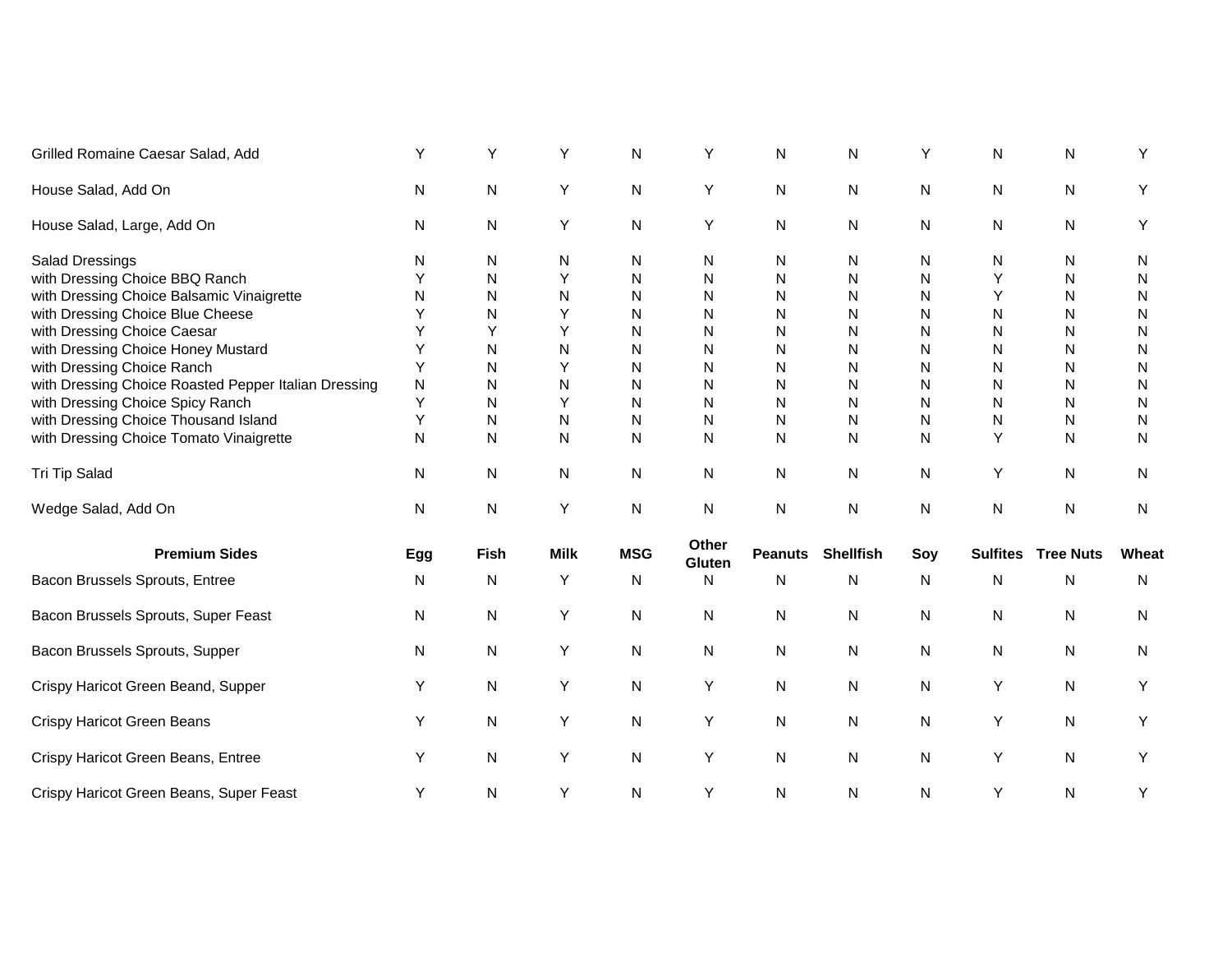| | Egg | Fish | Milk | MSG | Other Gluten | Peanuts | Shellfish | Soy | Sulfites | Tree Nuts | Wheat |
|---|---|---|---|---|---|---|---|---|---|---|---|
| Grilled Romaine Caesar Salad, Add | Y | Y | Y | N | Y | N | N | Y | N | N | Y |
| House Salad, Add On | N | N | Y | N | Y | N | N | N | N | N | Y |
| House Salad, Large, Add On | N | N | Y | N | Y | N | N | N | N | N | Y |
| Salad Dressings | N | N | N | N | N | N | N | N | N | N | N |
| with Dressing Choice BBQ Ranch | Y | N | Y | N | N | N | N | N | Y | N | N |
| with Dressing Choice Balsamic Vinaigrette | N | N | N | N | N | N | N | N | Y | N | N |
| with Dressing Choice Blue Cheese | Y | N | Y | N | N | N | N | N | N | N | N |
| with Dressing Choice Caesar | Y | Y | Y | N | N | N | N | N | N | N | N |
| with Dressing Choice Honey Mustard | Y | N | N | N | N | N | N | N | N | N | N |
| with Dressing Choice Ranch | Y | N | Y | N | N | N | N | N | N | N | N |
| with Dressing Choice Roasted Pepper Italian Dressing | N | N | N | N | N | N | N | N | N | N | N |
| with Dressing Choice Spicy Ranch | Y | N | Y | N | N | N | N | N | N | N | N |
| with Dressing Choice Thousand Island | Y | N | N | N | N | N | N | N | N | N | N |
| with Dressing Choice Tomato Vinaigrette | N | N | N | N | N | N | N | N | Y | N | N |
| Tri Tip Salad | N | N | N | N | N | N | N | N | Y | N | N |
| Wedge Salad, Add On | N | N | Y | N | N | N | N | N | N | N | N |

| Premium Sides | Egg | Fish | Milk | MSG | Other Gluten | Peanuts | Shellfish | Soy | Sulfites | Tree Nuts | Wheat |
|---|---|---|---|---|---|---|---|---|---|---|---|
| Bacon Brussels Sprouts, Entree | N | N | Y | N | N | N | N | N | N | N | N |
| Bacon Brussels Sprouts, Super Feast | N | N | Y | N | N | N | N | N | N | N | N |
| Bacon Brussels Sprouts, Supper | N | N | Y | N | N | N | N | N | N | N | N |
| Crispy Haricot Green Beand, Supper | Y | N | Y | N | Y | N | N | N | Y | N | Y |
| Crispy Haricot Green Beans | Y | N | Y | N | Y | N | N | N | Y | N | Y |
| Crispy Haricot Green Beans, Entree | Y | N | Y | N | Y | N | N | N | Y | N | Y |
| Crispy Haricot Green Beans, Super Feast | Y | N | Y | N | Y | N | N | N | Y | N | Y |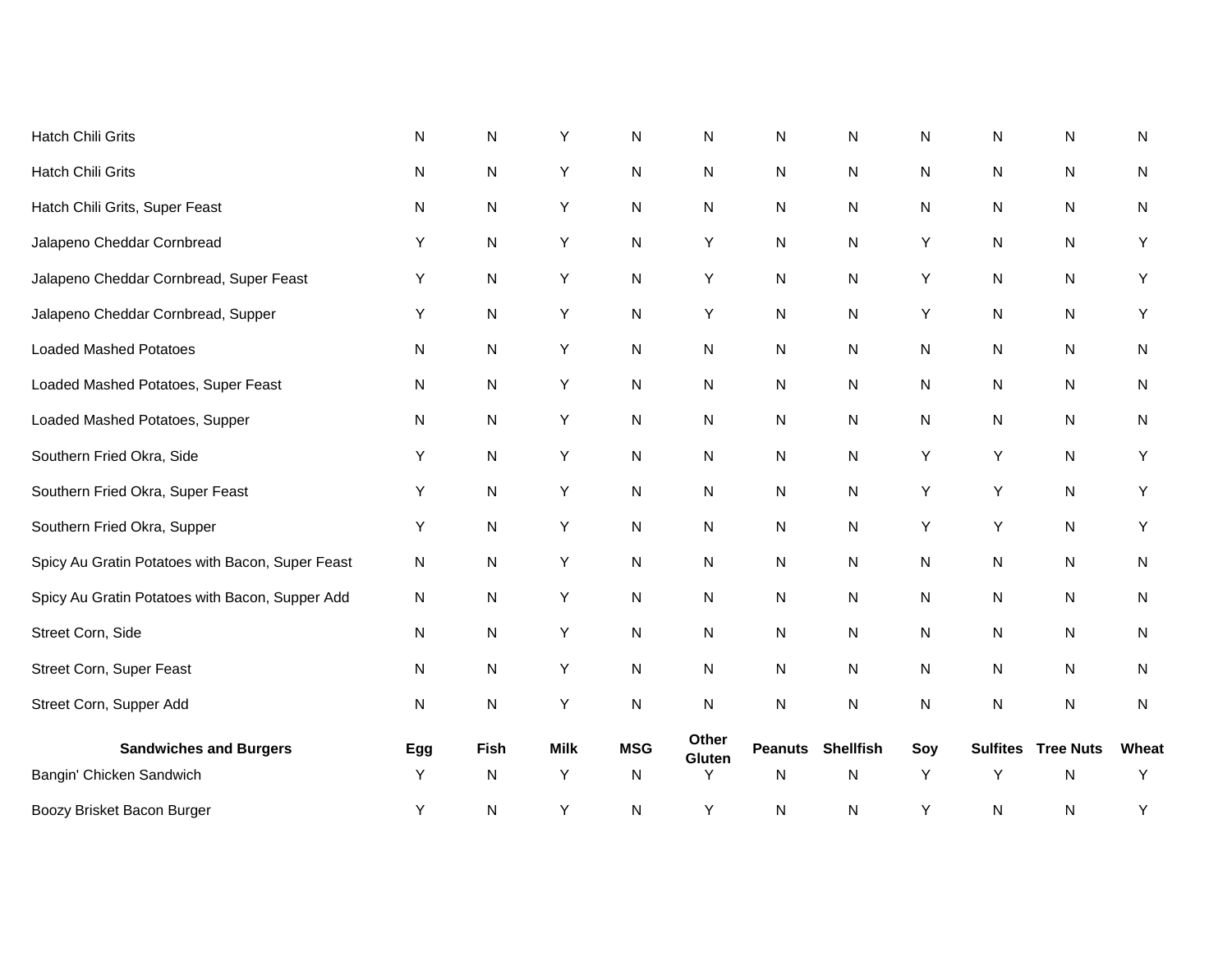| | | | | | | | | | | | |
|---|---|---|---|---|---|---|---|---|---|---|---|
| Hatch Chili Grits | N | N | Y | N | N | N | N | N | N | N | N |
| Hatch Chili Grits | N | N | Y | N | N | N | N | N | N | N | N |
| Hatch Chili Grits, Super Feast | N | N | Y | N | N | N | N | N | N | N | N |
| Jalapeno Cheddar Cornbread | Y | N | Y | N | Y | N | N | Y | N | N | Y |
| Jalapeno Cheddar Cornbread, Super Feast | Y | N | Y | N | Y | N | N | Y | N | N | Y |
| Jalapeno Cheddar Cornbread, Supper | Y | N | Y | N | Y | N | N | Y | N | N | Y |
| Loaded Mashed Potatoes | N | N | Y | N | N | N | N | N | N | N | N |
| Loaded Mashed Potatoes, Super Feast | N | N | Y | N | N | N | N | N | N | N | N |
| Loaded Mashed Potatoes, Supper | N | N | Y | N | N | N | N | N | N | N | N |
| Southern Fried Okra, Side | Y | N | Y | N | N | N | N | Y | Y | N | Y |
| Southern Fried Okra, Super Feast | Y | N | Y | N | N | N | N | Y | Y | N | Y |
| Southern Fried Okra, Supper | Y | N | Y | N | N | N | N | Y | Y | N | Y |
| Spicy Au Gratin Potatoes with Bacon, Super Feast | N | N | Y | N | N | N | N | N | N | N | N |
| Spicy Au Gratin Potatoes with Bacon, Supper Add | N | N | Y | N | N | N | N | N | N | N | N |
| Street Corn, Side | N | N | Y | N | N | N | N | N | N | N | N |
| Street Corn, Super Feast | N | N | Y | N | N | N | N | N | N | N | N |
| Street Corn, Supper Add | N | N | Y | N | N | N | N | N | N | N | N |

| Sandwiches and Burgers | Egg | Fish | Milk | MSG | Other Gluten | Peanuts | Shellfish | Soy | Sulfites | Tree Nuts | Wheat |
|---|---|---|---|---|---|---|---|---|---|---|---|
| Bangin' Chicken Sandwich | Y | N | Y | N | Y | N | N | Y | Y | N | Y |
| Boozy Brisket Bacon Burger | Y | N | Y | N | Y | N | N | Y | N | N | Y |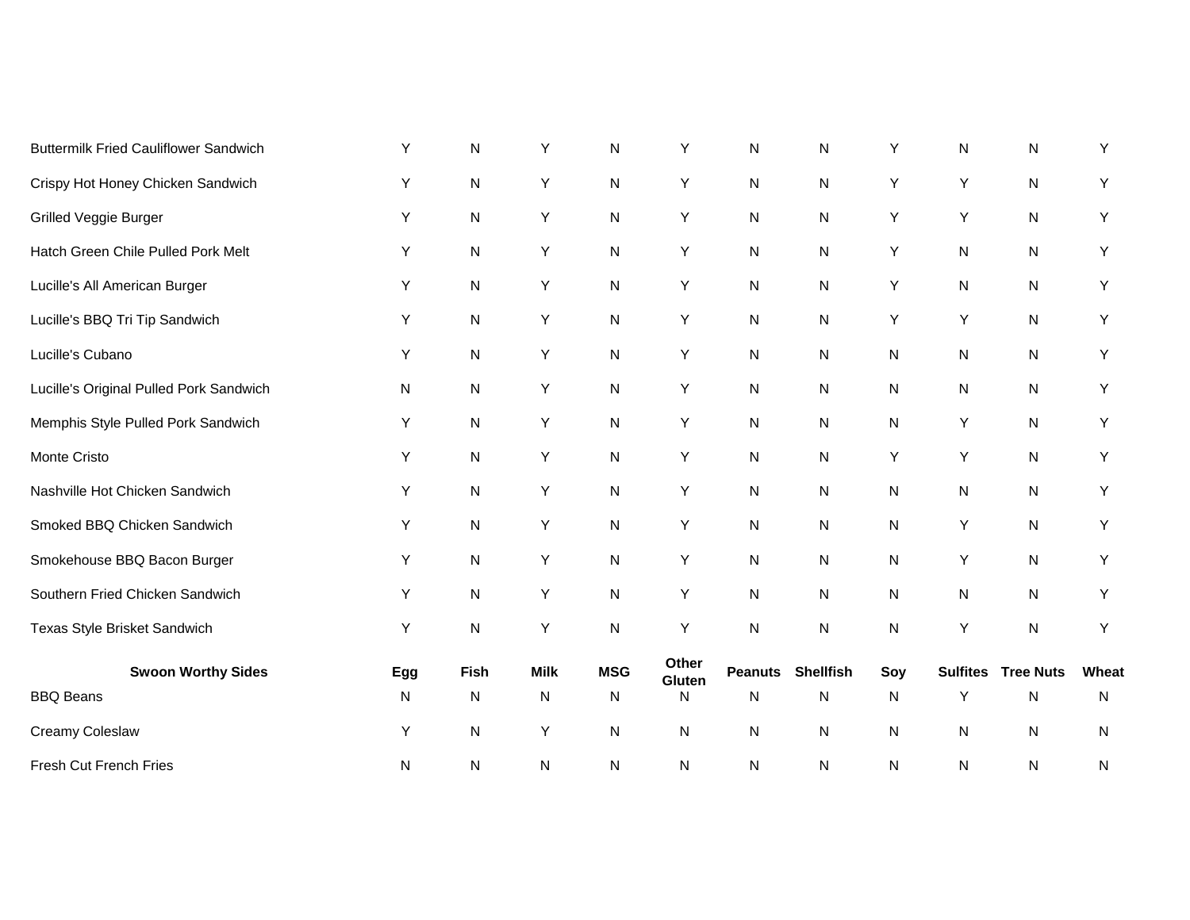| | Egg | Fish | Milk | MSG | Other Gluten | Peanuts | Shellfish | Soy | Sulfites | Tree Nuts | Wheat |
|---|---|---|---|---|---|---|---|---|---|---|---|
| Buttermilk Fried Cauliflower Sandwich | Y | N | Y | N | Y | N | N | Y | N | N | Y |
| Crispy Hot Honey Chicken Sandwich | Y | N | Y | N | Y | N | N | Y | Y | N | Y |
| Grilled Veggie Burger | Y | N | Y | N | Y | N | N | Y | Y | N | Y |
| Hatch Green Chile Pulled Pork Melt | Y | N | Y | N | Y | N | N | Y | N | N | Y |
| Lucille's All American Burger | Y | N | Y | N | Y | N | N | Y | N | N | Y |
| Lucille's BBQ Tri Tip Sandwich | Y | N | Y | N | Y | N | N | Y | Y | N | Y |
| Lucille's Cubano | Y | N | Y | N | Y | N | N | N | N | N | Y |
| Lucille's Original Pulled Pork Sandwich | N | N | Y | N | Y | N | N | N | N | N | Y |
| Memphis Style Pulled Pork Sandwich | Y | N | Y | N | Y | N | N | N | Y | N | Y |
| Monte Cristo | Y | N | Y | N | Y | N | N | Y | Y | N | Y |
| Nashville Hot Chicken Sandwich | Y | N | Y | N | Y | N | N | N | N | N | Y |
| Smoked BBQ Chicken Sandwich | Y | N | Y | N | Y | N | N | N | Y | N | Y |
| Smokehouse BBQ Bacon Burger | Y | N | Y | N | Y | N | N | N | Y | N | Y |
| Southern Fried Chicken Sandwich | Y | N | Y | N | Y | N | N | N | N | N | Y |
| Texas Style Brisket Sandwich | Y | N | Y | N | Y | N | N | N | Y | N | Y |

| **Swoon Worthy Sides** | **Egg** | **Fish** | **Milk** | **MSG** | **Other Gluten** | **Peanuts** | **Shellfish** | **Soy** | **Sulfites** | **Tree Nuts** | **Wheat** |
|---|---|---|---|---|---|---|---|---|---|---|---|
| BBQ Beans | N | N | N | N | N | N | N | N | Y | N | N |
| Creamy Coleslaw | Y | N | Y | N | N | N | N | N | N | N | N |
| Fresh Cut French Fries | N | N | N | N | N | N | N | N | N | N | N |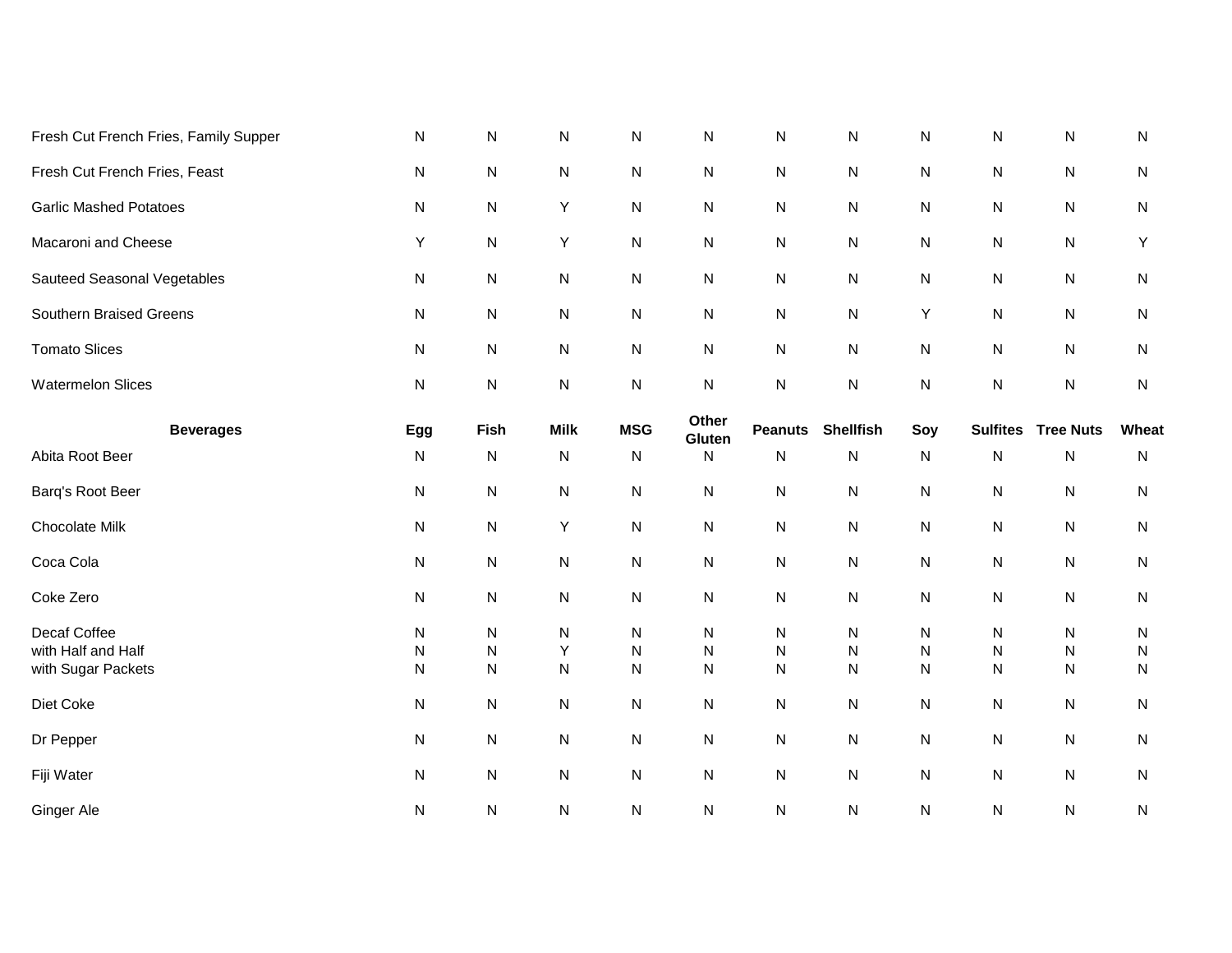| | | | | | | | | | | | |
|---|---|---|---|---|---|---|---|---|---|---|---|
| Fresh Cut French Fries, Family Supper | N | N | N | N | N | N | N | N | N | N | N |
| Fresh Cut French Fries, Feast | N | N | N | N | N | N | N | N | N | N | N |
| Garlic Mashed Potatoes | N | N | Y | N | N | N | N | N | N | N | N |
| Macaroni and Cheese | Y | N | Y | N | N | N | N | N | N | N | Y |
| Sauteed Seasonal Vegetables | N | N | N | N | N | N | N | N | N | N | N |
| Southern Braised Greens | N | N | N | N | N | N | N | Y | N | N | N |
| Tomato Slices | N | N | N | N | N | N | N | N | N | N | N |
| Watermelon Slices | N | N | N | N | N | N | N | N | N | N | N |

| Beverages | Egg | Fish | Milk | MSG | Other Gluten | Peanuts | Shellfish | Soy | Sulfites | Tree Nuts | Wheat |
|---|---|---|---|---|---|---|---|---|---|---|---|
| Abita Root Beer | N | N | N | N | N | N | N | N | N | N | N |
| Barq's Root Beer | N | N | N | N | N | N | N | N | N | N | N |
| Chocolate Milk | N | N | Y | N | N | N | N | N | N | N | N |
| Coca Cola | N | N | N | N | N | N | N | N | N | N | N |
| Coke Zero | N | N | N | N | N | N | N | N | N | N | N |
| Decaf Coffee | N | N | N | N | N | N | N | N | N | N | N |
| with Half and Half | N | N | Y | N | N | N | N | N | N | N | N |
| with Sugar Packets | N | N | N | N | N | N | N | N | N | N | N |
| Diet Coke | N | N | N | N | N | N | N | N | N | N | N |
| Dr Pepper | N | N | N | N | N | N | N | N | N | N | N |
| Fiji Water | N | N | N | N | N | N | N | N | N | N | N |
| Ginger Ale | N | N | N | N | N | N | N | N | N | N | N |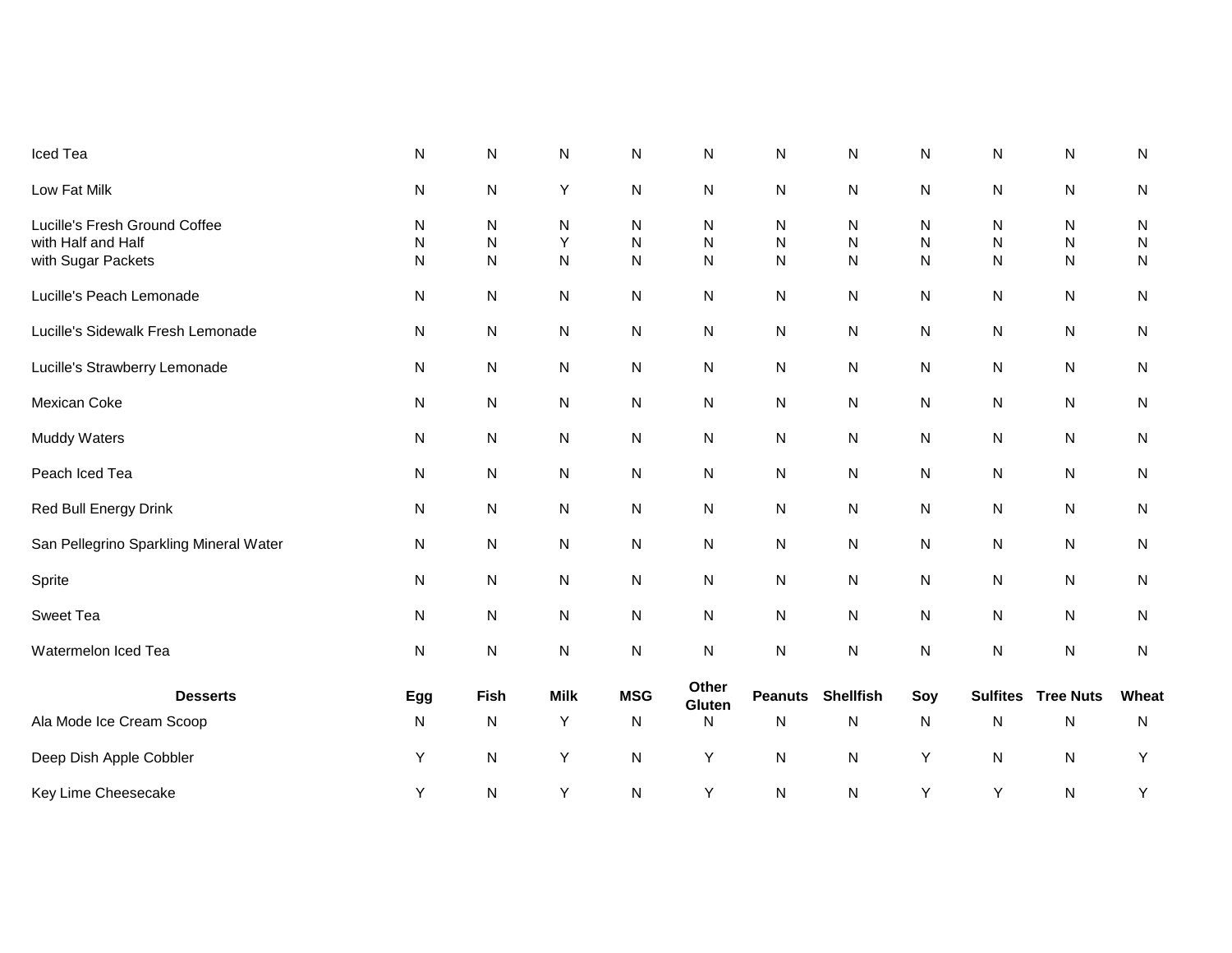| | Egg | Fish | Milk | MSG | Other Gluten | Peanuts | Shellfish | Soy | Sulfites | Tree Nuts | Wheat |
|---|---|---|---|---|---|---|---|---|---|---|---|
| Iced Tea | N | N | N | N | N | N | N | N | N | N | N |
| Low Fat Milk | N | N | Y | N | N | N | N | N | N | N | N |
| Lucille's Fresh Ground Coffee | N | N | N | N | N | N | N | N | N | N | N |
| with Half and Half | N | N | Y | N | N | N | N | N | N | N | N |
| with Sugar Packets | N | N | N | N | N | N | N | N | N | N | N |
| Lucille's Peach Lemonade | N | N | N | N | N | N | N | N | N | N | N |
| Lucille's Sidewalk Fresh Lemonade | N | N | N | N | N | N | N | N | N | N | N |
| Lucille's Strawberry Lemonade | N | N | N | N | N | N | N | N | N | N | N |
| Mexican Coke | N | N | N | N | N | N | N | N | N | N | N |
| Muddy Waters | N | N | N | N | N | N | N | N | N | N | N |
| Peach Iced Tea | N | N | N | N | N | N | N | N | N | N | N |
| Red Bull Energy Drink | N | N | N | N | N | N | N | N | N | N | N |
| San Pellegrino Sparkling Mineral Water | N | N | N | N | N | N | N | N | N | N | N |
| Sprite | N | N | N | N | N | N | N | N | N | N | N |
| Sweet Tea | N | N | N | N | N | N | N | N | N | N | N |
| Watermelon Iced Tea | N | N | N | N | N | N | N | N | N | N | N |

| Desserts | Egg | Fish | Milk | MSG | Other Gluten | Peanuts | Shellfish | Soy | Sulfites | Tree Nuts | Wheat |
|---|---|---|---|---|---|---|---|---|---|---|---|
| Ala Mode Ice Cream Scoop | N | N | Y | N | N | N | N | N | N | N | N |
| Deep Dish Apple Cobbler | Y | N | Y | N | Y | N | N | Y | N | N | Y |
| Key Lime Cheesecake | Y | N | Y | N | Y | N | N | Y | Y | N | Y |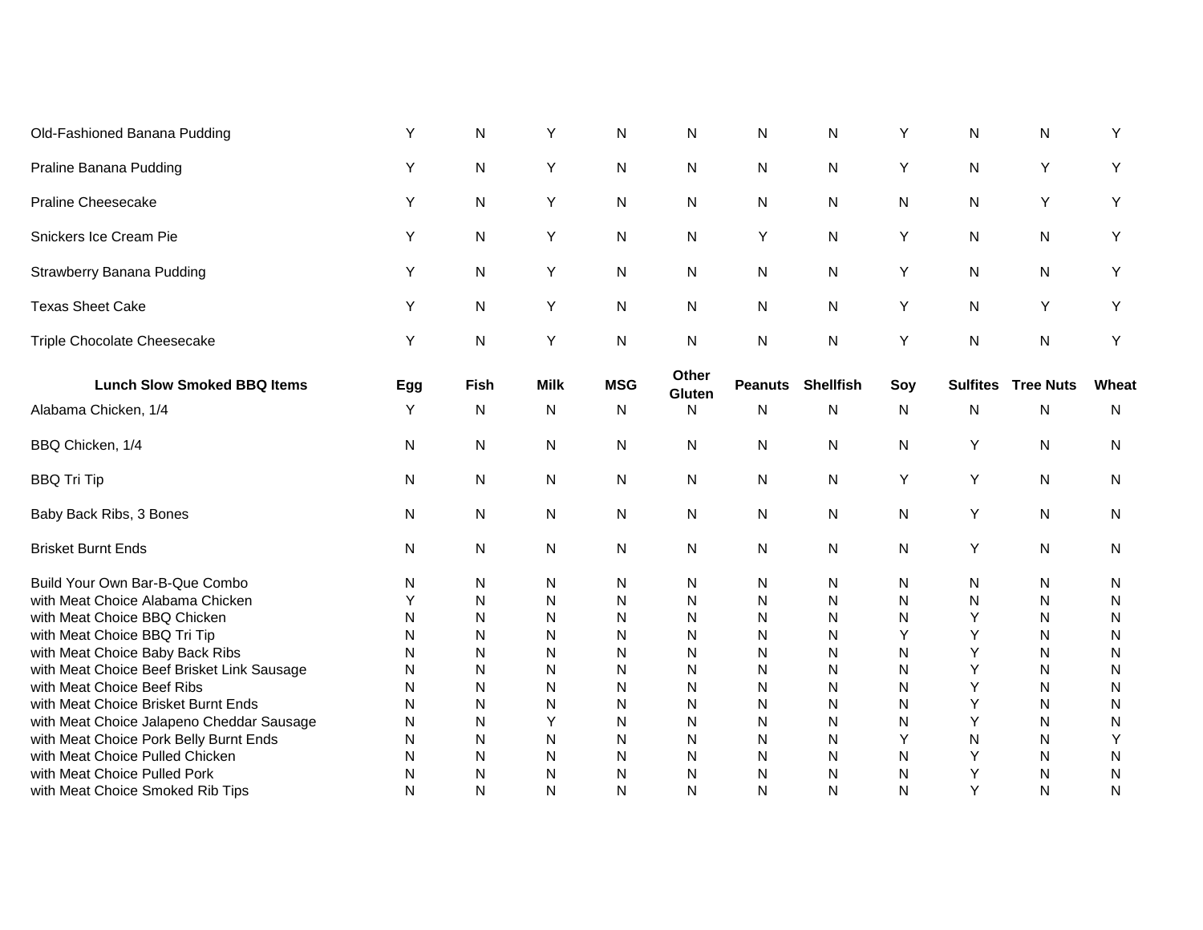| | Egg | Fish | Milk | MSG | Other Gluten | Peanuts | Shellfish | Soy | Sulfites | Tree Nuts | Wheat |
|---|---|---|---|---|---|---|---|---|---|---|---|
| Old-Fashioned Banana Pudding | Y | N | Y | N | N | N | N | Y | N | N | Y |
| Praline Banana Pudding | Y | N | Y | N | N | N | N | Y | N | Y | Y |
| Praline Cheesecake | Y | N | Y | N | N | N | N | N | N | Y | Y |
| Snickers Ice Cream Pie | Y | N | Y | N | N | Y | N | Y | N | N | Y |
| Strawberry Banana Pudding | Y | N | Y | N | N | N | N | Y | N | N | Y |
| Texas Sheet Cake | Y | N | Y | N | N | N | N | Y | N | Y | Y |
| Triple Chocolate Cheesecake | Y | N | Y | N | N | N | N | Y | N | N | Y |

| Lunch Slow Smoked BBQ Items | Egg | Fish | Milk | MSG | Other Gluten | Peanuts | Shellfish | Soy | Sulfites | Tree Nuts | Wheat |
|---|---|---|---|---|---|---|---|---|---|---|---|
| Alabama Chicken, 1/4 | Y | N | N | N | N | N | N | N | N | N | N |
| BBQ Chicken, 1/4 | N | N | N | N | N | N | N | N | Y | N | N |
| BBQ Tri Tip | N | N | N | N | N | N | N | Y | Y | N | N |
| Baby Back Ribs, 3 Bones | N | N | N | N | N | N | N | N | Y | N | N |
| Brisket Burnt Ends | N | N | N | N | N | N | N | N | Y | N | N |
| Build Your Own Bar-B-Que Combo | N | N | N | N | N | N | N | N | N | N | N |
| with Meat Choice Alabama Chicken | Y | N | N | N | N | N | N | N | N | N | N |
| with Meat Choice BBQ Chicken | N | N | N | N | N | N | N | N | Y | N | N |
| with Meat Choice BBQ Tri Tip | N | N | N | N | N | N | N | Y | Y | N | N |
| with Meat Choice Baby Back Ribs | N | N | N | N | N | N | N | N | Y | N | N |
| with Meat Choice Beef Brisket Link Sausage | N | N | N | N | N | N | N | N | Y | N | N |
| with Meat Choice Beef Ribs | N | N | N | N | N | N | N | N | Y | N | N |
| with Meat Choice Brisket Burnt Ends | N | N | N | N | N | N | N | N | Y | N | N |
| with Meat Choice Jalapeno Cheddar Sausage | N | N | Y | N | N | N | N | N | Y | N | N |
| with Meat Choice Pork Belly Burnt Ends | N | N | N | N | N | N | N | Y | N | N | Y |
| with Meat Choice Pulled Chicken | N | N | N | N | N | N | N | N | Y | N | N |
| with Meat Choice Pulled Pork | N | N | N | N | N | N | N | N | Y | N | N |
| with Meat Choice Smoked Rib Tips | N | N | N | N | N | N | N | N | Y | N | N |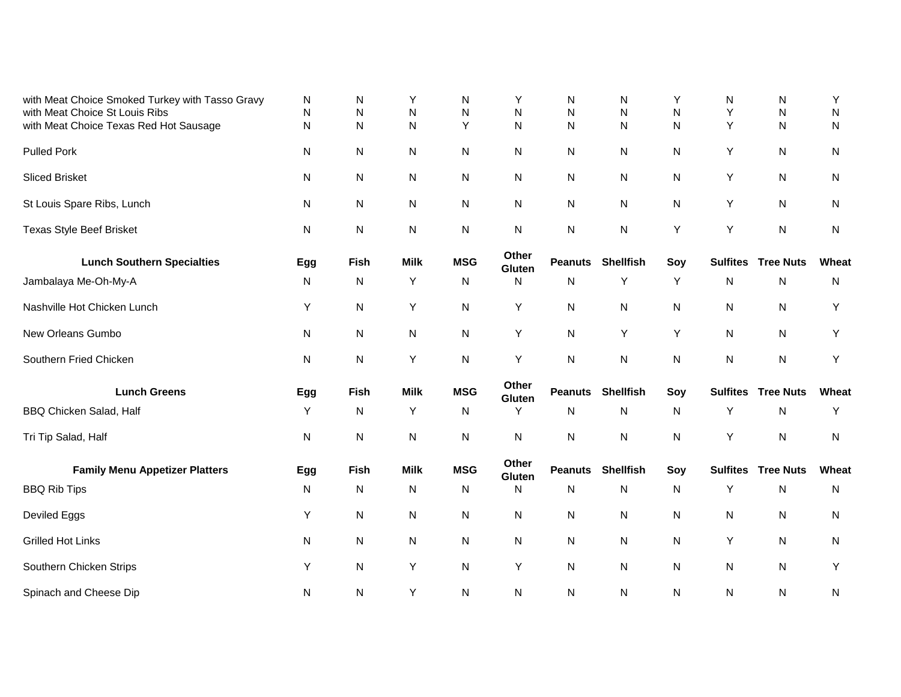| | Egg | Fish | Milk | MSG | Other Gluten | Peanuts | Shellfish | Soy | Sulfites | Tree Nuts | Wheat |
|---|---|---|---|---|---|---|---|---|---|---|---|
| with Meat Choice Smoked Turkey with Tasso Gravy | N | N | Y | N | Y | N | N | Y | N | N | Y |
| with Meat Choice St Louis Ribs | N | N | N | N | N | N | N | N | Y | N | N |
| with Meat Choice Texas Red Hot Sausage | N | N | N | Y | N | N | N | N | Y | N | N |
| Pulled Pork | N | N | N | N | N | N | N | N | Y | N | N |
| Sliced Brisket | N | N | N | N | N | N | N | N | Y | N | N |
| St Louis Spare Ribs, Lunch | N | N | N | N | N | N | N | N | Y | N | N |
| Texas Style Beef Brisket | N | N | N | N | N | N | N | Y | Y | N | N |

| **Lunch Southern Specialties** | **Egg** | **Fish** | **Milk** | **MSG** | **Other Gluten** | **Peanuts** | **Shellfish** | **Soy** | **Sulfites** | **Tree Nuts** | **Wheat** |
|---|---|---|---|---|---|---|---|---|---|---|---|
| Jambalaya Me-Oh-My-A | N | N | Y | N | N | N | Y | Y | N | N | N |
| Nashville Hot Chicken Lunch | Y | N | Y | N | Y | N | N | N | N | N | Y |
| New Orleans Gumbo | N | N | N | N | Y | N | Y | Y | N | N | Y |
| Southern Fried Chicken | N | N | Y | N | Y | N | N | N | N | N | Y |

| **Lunch Greens** | **Egg** | **Fish** | **Milk** | **MSG** | **Other Gluten** | **Peanuts** | **Shellfish** | **Soy** | **Sulfites** | **Tree Nuts** | **Wheat** |
|---|---|---|---|---|---|---|---|---|---|---|---|
| BBQ Chicken Salad, Half | Y | N | Y | N | Y | N | N | N | Y | N | Y |
| Tri Tip Salad, Half | N | N | N | N | N | N | N | N | Y | N | N |

| **Family Menu Appetizer Platters** | **Egg** | **Fish** | **Milk** | **MSG** | **Other Gluten** | **Peanuts** | **Shellfish** | **Soy** | **Sulfites** | **Tree Nuts** | **Wheat** |
|---|---|---|---|---|---|---|---|---|---|---|---|
| BBQ Rib Tips | N | N | N | N | N | N | N | N | Y | N | N |
| Deviled Eggs | Y | N | N | N | N | N | N | N | N | N | N |
| Grilled Hot Links | N | N | N | N | N | N | N | N | Y | N | N |
| Southern Chicken Strips | Y | N | Y | N | Y | N | N | N | N | N | Y |
| Spinach and Cheese Dip | N | N | Y | N | N | N | N | N | N | N | N |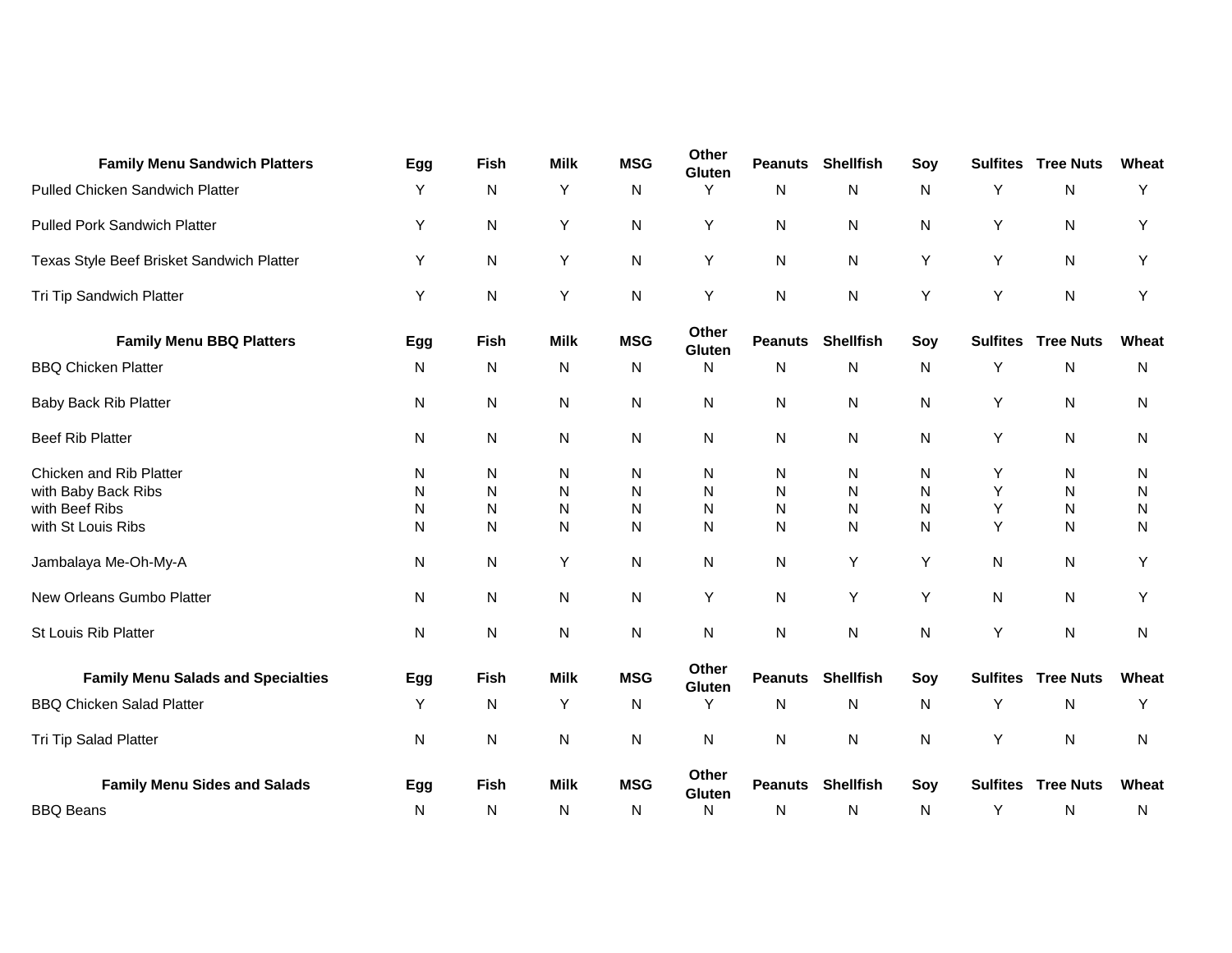| Family Menu Sandwich Platters | Egg | Fish | Milk | MSG | Other Gluten | Peanuts | Shellfish | Soy | Sulfites | Tree Nuts | Wheat |
|---|---|---|---|---|---|---|---|---|---|---|---|
| Pulled Chicken Sandwich Platter | Y | N | Y | N | Y | N | N | N | Y | N | Y |
| Pulled Pork Sandwich Platter | Y | N | Y | N | Y | N | N | N | Y | N | Y |
| Texas Style Beef Brisket Sandwich Platter | Y | N | Y | N | Y | N | N | Y | Y | N | Y |
| Tri Tip Sandwich Platter | Y | N | Y | N | Y | N | N | Y | Y | N | Y |

| Family Menu BBQ Platters | Egg | Fish | Milk | MSG | Other Gluten | Peanuts | Shellfish | Soy | Sulfites | Tree Nuts | Wheat |
|---|---|---|---|---|---|---|---|---|---|---|---|
| BBQ Chicken Platter | N | N | N | N | N | N | N | N | Y | N | N |
| Baby Back Rib Platter | N | N | N | N | N | N | N | N | Y | N | N |
| Beef Rib Platter | N | N | N | N | N | N | N | N | Y | N | N |
| Chicken and Rib Platter | N | N | N | N | N | N | N | N | Y | N | N |
| with Baby Back Ribs | N | N | N | N | N | N | N | N | Y | N | N |
| with Beef Ribs | N | N | N | N | N | N | N | N | Y | N | N |
| with St Louis Ribs | N | N | N | N | N | N | N | N | Y | N | N |
| Jambalaya Me-Oh-My-A | N | N | Y | N | N | N | Y | Y | N | N | Y |
| New Orleans Gumbo Platter | N | N | N | N | Y | N | Y | Y | N | N | Y |
| St Louis Rib Platter | N | N | N | N | N | N | N | N | Y | N | N |

| Family Menu Salads and Specialties | Egg | Fish | Milk | MSG | Other Gluten | Peanuts | Shellfish | Soy | Sulfites | Tree Nuts | Wheat |
|---|---|---|---|---|---|---|---|---|---|---|---|
| BBQ Chicken Salad Platter | Y | N | Y | N | Y | N | N | N | Y | N | Y |
| Tri Tip Salad Platter | N | N | N | N | N | N | N | N | Y | N | N |

| Family Menu Sides and Salads | Egg | Fish | Milk | MSG | Other Gluten | Peanuts | Shellfish | Soy | Sulfites | Tree Nuts | Wheat |
|---|---|---|---|---|---|---|---|---|---|---|---|
| BBQ Beans | N | N | N | N | N | N | N | N | Y | N | N |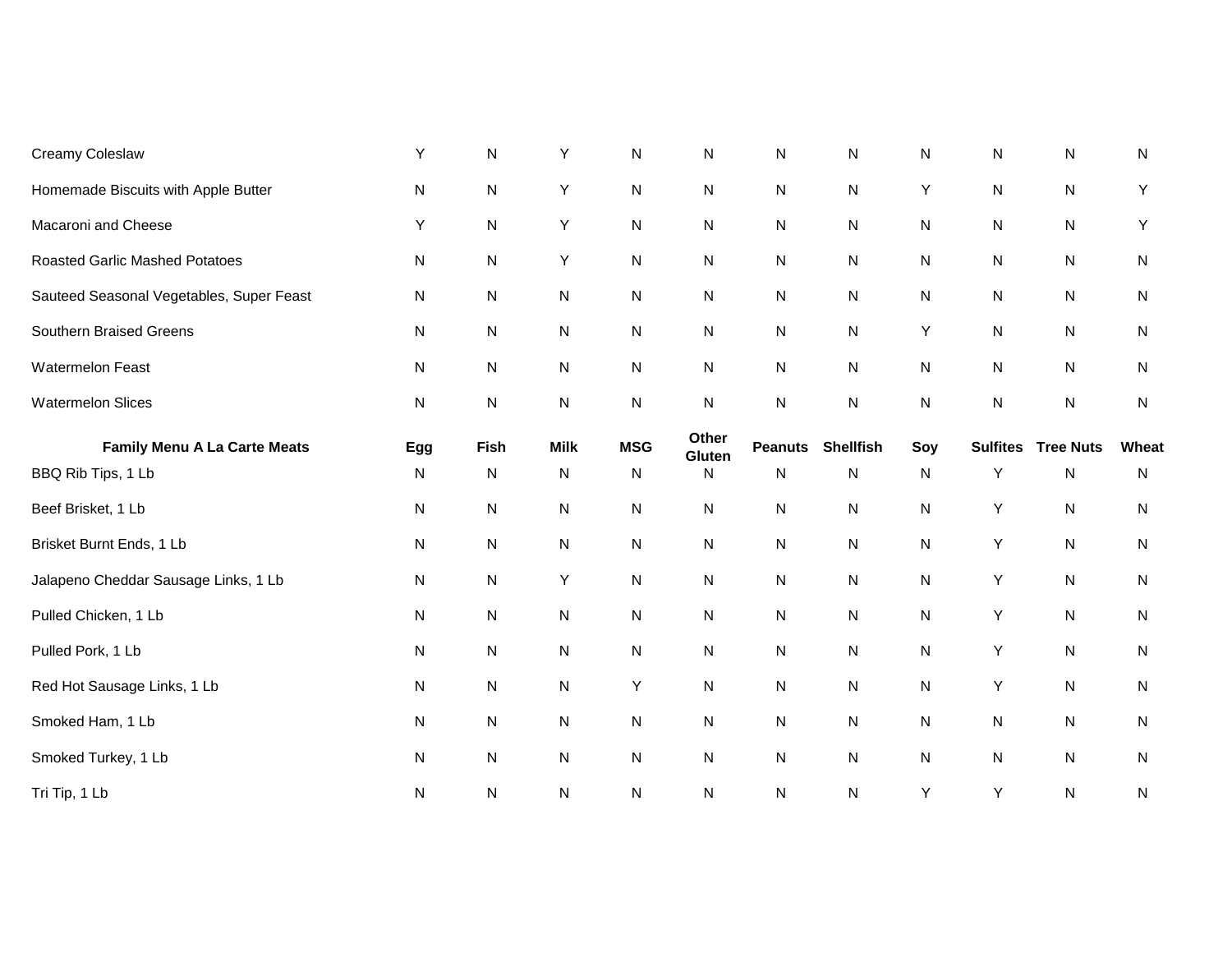| | Egg | Fish | Milk | MSG | Other Gluten | Peanuts | Shellfish | Soy | Sulfites | Tree Nuts | Wheat |
|---|---|---|---|---|---|---|---|---|---|---|---|
| Creamy Coleslaw | Y | N | Y | N | N | N | N | N | N | N | N |
| Homemade Biscuits with Apple Butter | N | N | Y | N | N | N | N | Y | N | N | Y |
| Macaroni and Cheese | Y | N | Y | N | N | N | N | N | N | N | Y |
| Roasted Garlic Mashed Potatoes | N | N | Y | N | N | N | N | N | N | N | N |
| Sauteed Seasonal Vegetables, Super Feast | N | N | N | N | N | N | N | N | N | N | N |
| Southern Braised Greens | N | N | N | N | N | N | N | Y | N | N | N |
| Watermelon Feast | N | N | N | N | N | N | N | N | N | N | N |
| Watermelon Slices | N | N | N | N | N | N | N | N | N | N | N |

| Family Menu A La Carte Meats | Egg | Fish | Milk | MSG | Other Gluten | Peanuts | Shellfish | Soy | Sulfites | Tree Nuts | Wheat |
|---|---|---|---|---|---|---|---|---|---|---|---|
| BBQ Rib Tips, 1 Lb | N | N | N | N | N | N | N | N | Y | N | N |
| Beef Brisket, 1 Lb | N | N | N | N | N | N | N | N | Y | N | N |
| Brisket Burnt Ends, 1 Lb | N | N | N | N | N | N | N | N | Y | N | N |
| Jalapeno Cheddar Sausage Links, 1 Lb | N | N | Y | N | N | N | N | N | Y | N | N |
| Pulled Chicken, 1 Lb | N | N | N | N | N | N | N | N | Y | N | N |
| Pulled Pork, 1 Lb | N | N | N | N | N | N | N | N | Y | N | N |
| Red Hot Sausage Links, 1 Lb | N | N | N | Y | N | N | N | N | Y | N | N |
| Smoked Ham, 1 Lb | N | N | N | N | N | N | N | N | N | N | N |
| Smoked Turkey, 1 Lb | N | N | N | N | N | N | N | N | N | N | N |
| Tri Tip, 1 Lb | N | N | N | N | N | N | N | Y | Y | N | N |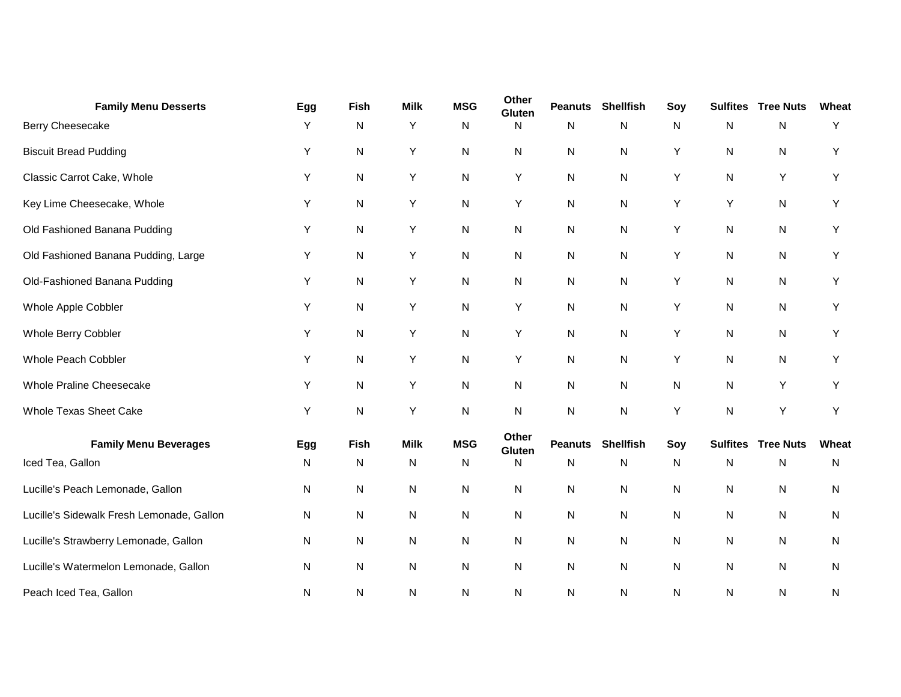| Family Menu Desserts | Egg | Fish | Milk | MSG | Other Gluten | Peanuts | Shellfish | Soy | Sulfites | Tree Nuts | Wheat |
|---|---|---|---|---|---|---|---|---|---|---|---|
| Berry Cheesecake | Y | N | Y | N | N | N | N | N | N | N | Y |
| Biscuit Bread Pudding | Y | N | Y | N | N | N | N | Y | N | N | Y |
| Classic Carrot Cake, Whole | Y | N | Y | N | Y | N | N | Y | N | Y | Y |
| Key Lime Cheesecake, Whole | Y | N | Y | N | Y | N | N | Y | Y | N | Y |
| Old Fashioned Banana Pudding | Y | N | Y | N | N | N | N | Y | N | N | Y |
| Old Fashioned Banana Pudding, Large | Y | N | Y | N | N | N | N | Y | N | N | Y |
| Old-Fashioned Banana Pudding | Y | N | Y | N | N | N | N | Y | N | N | Y |
| Whole Apple Cobbler | Y | N | Y | N | Y | N | N | Y | N | N | Y |
| Whole Berry Cobbler | Y | N | Y | N | Y | N | N | Y | N | N | Y |
| Whole Peach Cobbler | Y | N | Y | N | Y | N | N | Y | N | N | Y |
| Whole Praline Cheesecake | Y | N | Y | N | N | N | N | N | N | Y | Y |
| Whole Texas Sheet Cake | Y | N | Y | N | N | N | N | Y | N | Y | Y |

| Family Menu Beverages | Egg | Fish | Milk | MSG | Other Gluten | Peanuts | Shellfish | Soy | Sulfites | Tree Nuts | Wheat |
|---|---|---|---|---|---|---|---|---|---|---|---|
| Iced Tea, Gallon | N | N | N | N | N | N | N | N | N | N | N |
| Lucille's Peach Lemonade, Gallon | N | N | N | N | N | N | N | N | N | N | N |
| Lucille's Sidewalk Fresh Lemonade, Gallon | N | N | N | N | N | N | N | N | N | N | N |
| Lucille's Strawberry Lemonade, Gallon | N | N | N | N | N | N | N | N | N | N | N |
| Lucille's Watermelon Lemonade, Gallon | N | N | N | N | N | N | N | N | N | N | N |
| Peach Iced Tea, Gallon | N | N | N | N | N | N | N | N | N | N | N |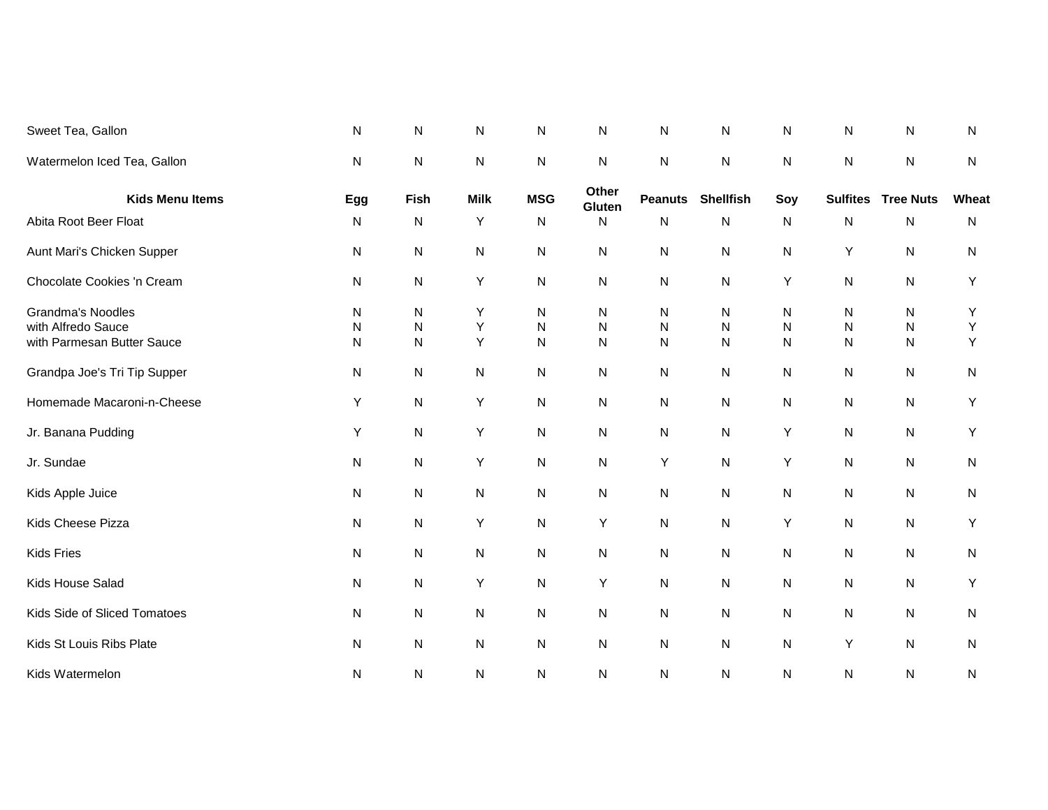| | Egg | Fish | Milk | MSG | Other Gluten | Peanuts | Shellfish | Soy | Sulfites | Tree Nuts | Wheat |
|---|---|---|---|---|---|---|---|---|---|---|---|
| Sweet Tea, Gallon | N | N | N | N | N | N | N | N | N | N | N |
| Watermelon Iced Tea, Gallon | N | N | N | N | N | N | N | N | N | N | N |
| **Kids Menu Items** | **Egg** | **Fish** | **Milk** | **MSG** | **Other Gluten** | **Peanuts** | **Shellfish** | **Soy** | **Sulfites** | **Tree Nuts** | **Wheat** |
| Abita Root Beer Float | N | N | Y | N | N | N | N | N | N | N | N |
| Aunt Mari's Chicken Supper | N | N | N | N | N | N | N | N | Y | N | N |
| Chocolate Cookies 'n Cream | N | N | Y | N | N | N | N | Y | N | N | Y |
| Grandma's Noodles | N | N | Y | N | N | N | N | N | N | N | Y |
| with Alfredo Sauce | N | N | Y | N | N | N | N | N | N | N | Y |
| with Parmesan Butter Sauce | N | N | Y | N | N | N | N | N | N | N | Y |
| Grandpa Joe's Tri Tip Supper | N | N | N | N | N | N | N | N | N | N | N |
| Homemade Macaroni-n-Cheese | Y | N | Y | N | N | N | N | N | N | N | Y |
| Jr. Banana Pudding | Y | N | Y | N | N | N | N | Y | N | N | Y |
| Jr. Sundae | N | N | Y | N | N | Y | N | Y | N | N | N |
| Kids Apple Juice | N | N | N | N | N | N | N | N | N | N | N |
| Kids Cheese Pizza | N | N | Y | N | Y | N | N | Y | N | N | Y |
| Kids Fries | N | N | N | N | N | N | N | N | N | N | N |
| Kids House Salad | N | N | Y | N | Y | N | N | N | N | N | Y |
| Kids Side of Sliced Tomatoes | N | N | N | N | N | N | N | N | N | N | N |
| Kids St Louis Ribs Plate | N | N | N | N | N | N | N | N | Y | N | N |
| Kids Watermelon | N | N | N | N | N | N | N | N | N | N | N |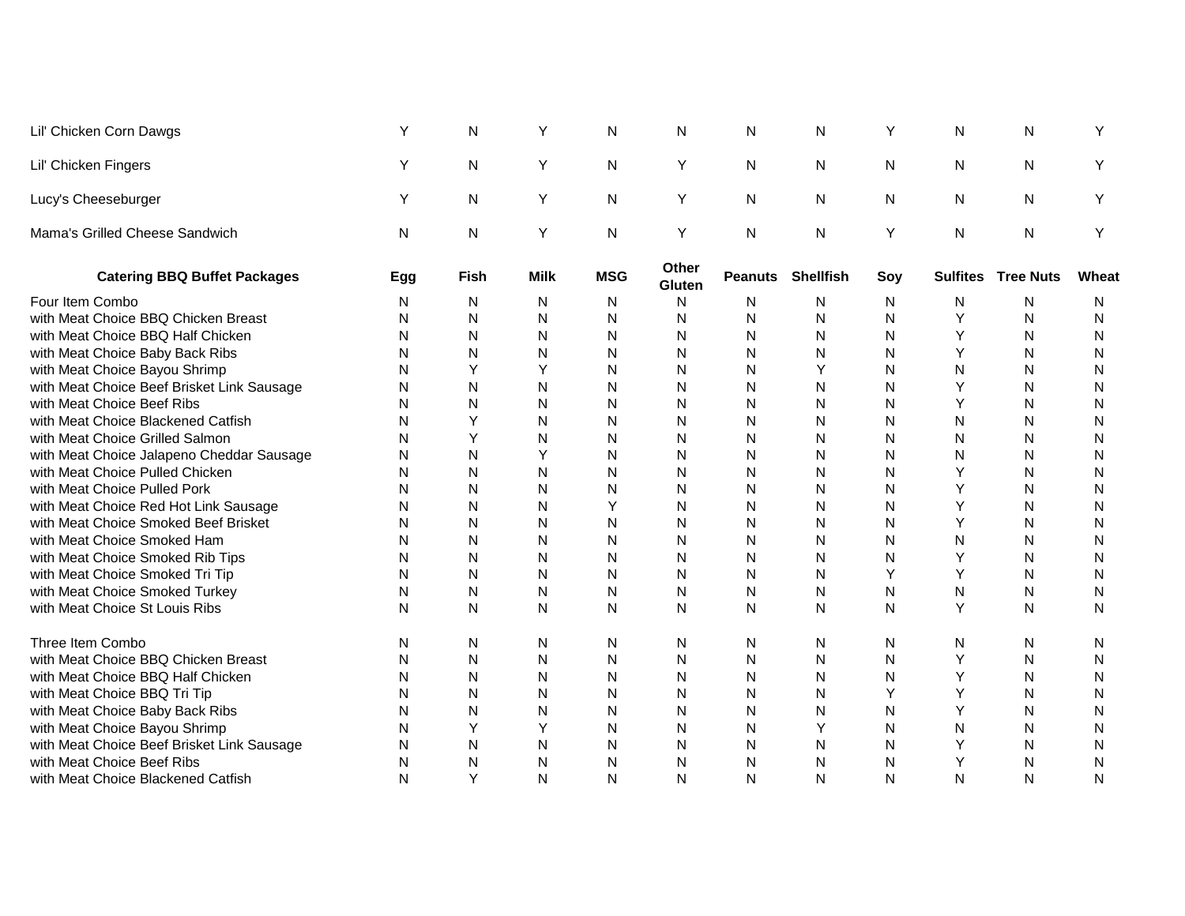| | | | | | | | | | | | |
|---|---|---|---|---|---|---|---|---|---|---|---|
| Lil' Chicken Corn Dawgs | Y | N | Y | N | N | N | N | Y | N | N | Y |
| Lil' Chicken Fingers | Y | N | Y | N | Y | N | N | N | N | N | Y |
| Lucy's Cheeseburger | Y | N | Y | N | Y | N | N | N | N | N | Y |
| Mama's Grilled Cheese Sandwich | N | N | Y | N | Y | N | N | Y | N | N | Y |

| **Catering BBQ Buffet Packages** | **Egg** | **Fish** | **Milk** | **MSG** | **Other Gluten** | **Peanuts** | **Shellfish** | **Soy** | **Sulfites** | **Tree Nuts** | **Wheat** |
|---|---|---|---|---|---|---|---|---|---|---|---|
| Four Item Combo | N | N | N | N | N | N | N | N | N | N | N |
| with Meat Choice BBQ Chicken Breast | N | N | N | N | N | N | N | N | Y | N | N |
| with Meat Choice BBQ Half Chicken | N | N | N | N | N | N | N | N | Y | N | N |
| with Meat Choice Baby Back Ribs | N | N | N | N | N | N | N | N | Y | N | N |
| with Meat Choice Bayou Shrimp | N | Y | Y | N | N | N | Y | N | N | N | N |
| with Meat Choice Beef Brisket Link Sausage | N | N | N | N | N | N | N | N | Y | N | N |
| with Meat Choice Beef Ribs | N | N | N | N | N | N | N | N | Y | N | N |
| with Meat Choice Blackened Catfish | N | Y | N | N | N | N | N | N | N | N | N |
| with Meat Choice Grilled Salmon | N | Y | N | N | N | N | N | N | N | N | N |
| with Meat Choice Jalapeno Cheddar Sausage | N | N | Y | N | N | N | N | N | N | N | N |
| with Meat Choice Pulled Chicken | N | N | N | N | N | N | N | N | Y | N | N |
| with Meat Choice Pulled Pork | N | N | N | N | N | N | N | N | Y | N | N |
| with Meat Choice Red Hot Link Sausage | N | N | N | Y | N | N | N | N | Y | N | N |
| with Meat Choice Smoked Beef Brisket | N | N | N | N | N | N | N | N | Y | N | N |
| with Meat Choice Smoked Ham | N | N | N | N | N | N | N | N | N | N | N |
| with Meat Choice Smoked Rib Tips | N | N | N | N | N | N | N | N | Y | N | N |
| with Meat Choice Smoked Tri Tip | N | N | N | N | N | N | N | Y | Y | N | N |
| with Meat Choice Smoked Turkey | N | N | N | N | N | N | N | N | N | N | N |
| with Meat Choice St Louis Ribs | N | N | N | N | N | N | N | N | Y | N | N |
| Three Item Combo | N | N | N | N | N | N | N | N | N | N | N |
| with Meat Choice BBQ Chicken Breast | N | N | N | N | N | N | N | N | Y | N | N |
| with Meat Choice BBQ Half Chicken | N | N | N | N | N | N | N | N | Y | N | N |
| with Meat Choice BBQ Tri Tip | N | N | N | N | N | N | N | Y | Y | N | N |
| with Meat Choice Baby Back Ribs | N | N | N | N | N | N | N | N | Y | N | N |
| with Meat Choice Bayou Shrimp | N | Y | Y | N | N | N | Y | N | N | N | N |
| with Meat Choice Beef Brisket Link Sausage | N | N | N | N | N | N | N | N | Y | N | N |
| with Meat Choice Beef Ribs | N | N | N | N | N | N | N | N | Y | N | N |
| with Meat Choice Blackened Catfish | N | Y | N | N | N | N | N | N | N | N | N |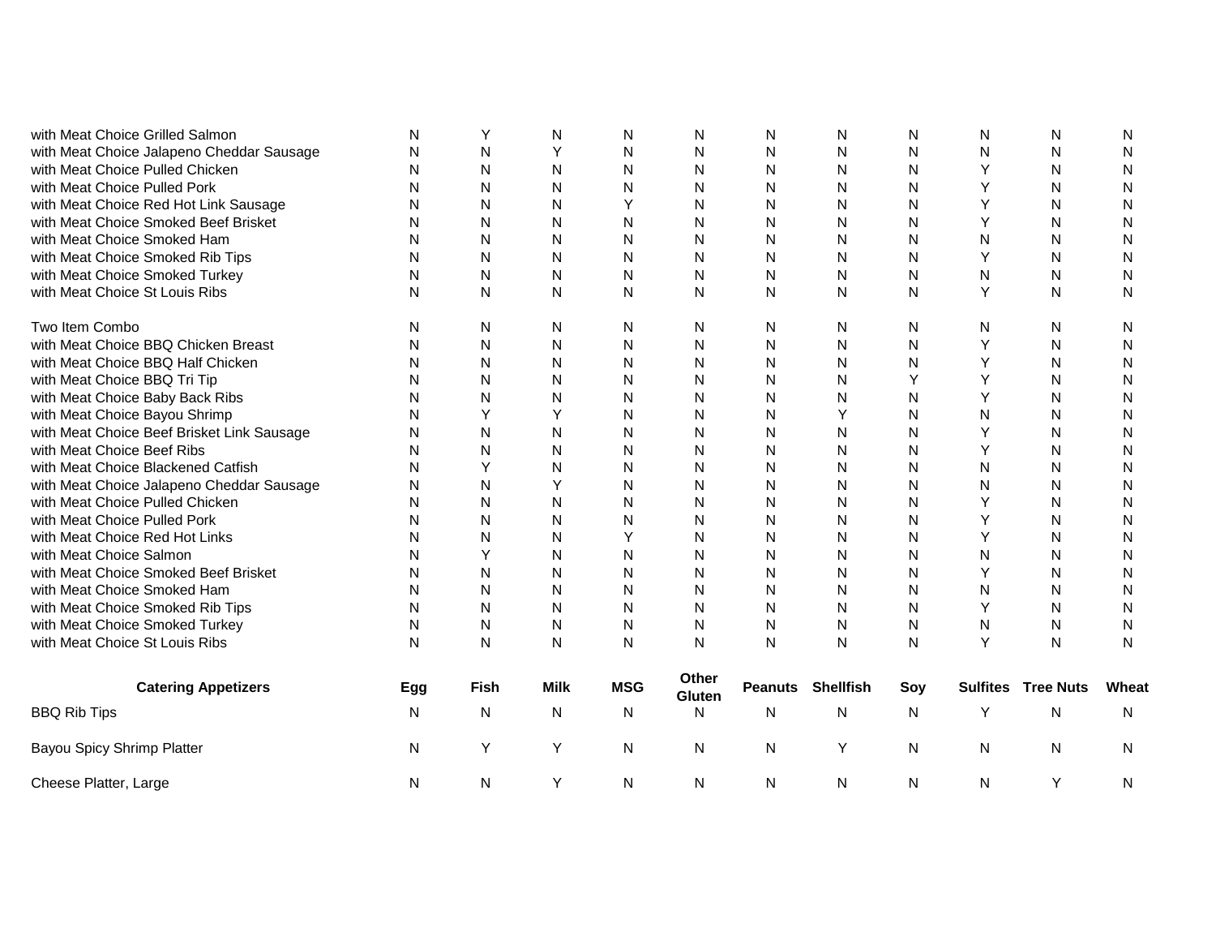| | | | | | | | | | | | |
|---|---|---|---|---|---|---|---|---|---|---|---|
| with Meat Choice Grilled Salmon | N | Y | N | N | N | N | N | N | N | N | N |
| with Meat Choice Jalapeno Cheddar Sausage | N | N | Y | N | N | N | N | N | N | N | N |
| with Meat Choice Pulled Chicken | N | N | N | N | N | N | N | N | Y | N | N |
| with Meat Choice Pulled Pork | N | N | N | N | N | N | N | N | Y | N | N |
| with Meat Choice Red Hot Link Sausage | N | N | N | Y | N | N | N | N | Y | N | N |
| with Meat Choice Smoked Beef Brisket | N | N | N | N | N | N | N | N | Y | N | N |
| with Meat Choice Smoked Ham | N | N | N | N | N | N | N | N | N | N | N |
| with Meat Choice Smoked Rib Tips | N | N | N | N | N | N | N | N | Y | N | N |
| with Meat Choice Smoked Turkey | N | N | N | N | N | N | N | N | N | N | N |
| with Meat Choice St Louis Ribs | N | N | N | N | N | N | N | N | Y | N | N |
| Two Item Combo | N | N | N | N | N | N | N | N | N | N | N |
| with Meat Choice BBQ Chicken Breast | N | N | N | N | N | N | N | N | Y | N | N |
| with Meat Choice BBQ Half Chicken | N | N | N | N | N | N | N | N | Y | N | N |
| with Meat Choice BBQ Tri Tip | N | N | N | N | N | N | N | Y | Y | N | N |
| with Meat Choice Baby Back Ribs | N | N | N | N | N | N | N | N | Y | N | N |
| with Meat Choice Bayou Shrimp | N | Y | Y | N | N | N | Y | N | N | N | N |
| with Meat Choice Beef Brisket Link Sausage | N | N | N | N | N | N | N | N | Y | N | N |
| with Meat Choice Beef Ribs | N | N | N | N | N | N | N | N | Y | N | N |
| with Meat Choice Blackened Catfish | N | Y | N | N | N | N | N | N | N | N | N |
| with Meat Choice Jalapeno Cheddar Sausage | N | N | Y | N | N | N | N | N | N | N | N |
| with Meat Choice Pulled Chicken | N | N | N | N | N | N | N | N | Y | N | N |
| with Meat Choice Pulled Pork | N | N | N | N | N | N | N | N | Y | N | N |
| with Meat Choice Red Hot Links | N | N | N | Y | N | N | N | N | Y | N | N |
| with Meat Choice Salmon | N | Y | N | N | N | N | N | N | N | N | N |
| with Meat Choice Smoked Beef Brisket | N | N | N | N | N | N | N | N | Y | N | N |
| with Meat Choice Smoked Ham | N | N | N | N | N | N | N | N | N | N | N |
| with Meat Choice Smoked Rib Tips | N | N | N | N | N | N | N | N | Y | N | N |
| with Meat Choice Smoked Turkey | N | N | N | N | N | N | N | N | N | N | N |
| with Meat Choice St Louis Ribs | N | N | N | N | N | N | N | N | Y | N | N |

| Catering Appetizers | Egg | Fish | Milk | MSG | Other Gluten | Peanuts | Shellfish | Soy | Sulfites | Tree Nuts | Wheat |
|---|---|---|---|---|---|---|---|---|---|---|---|
| BBQ Rib Tips | N | N | N | N | N | N | N | N | Y | N | N |
| Bayou Spicy Shrimp Platter | N | Y | Y | N | N | N | Y | N | N | N | N |
| Cheese Platter, Large | N | N | Y | N | N | N | N | N | N | Y | N |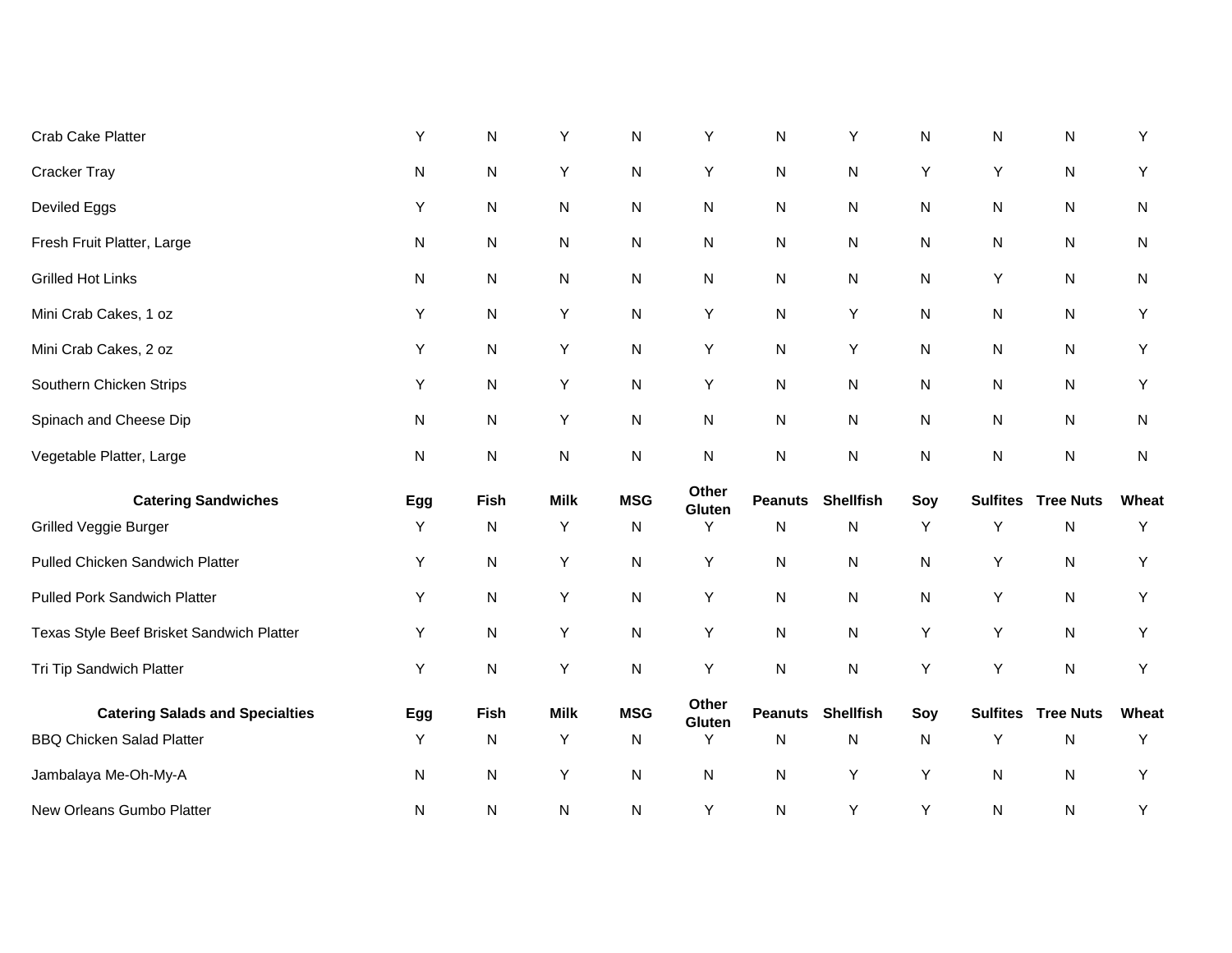| | Egg | Fish | Milk | MSG | Other Gluten | Peanuts | Shellfish | Soy | Sulfites | Tree Nuts | Wheat |
|---|---|---|---|---|---|---|---|---|---|---|---|
| Crab Cake Platter | Y | N | Y | N | Y | N | Y | N | N | N | Y |
| Cracker Tray | N | N | Y | N | Y | N | N | Y | Y | N | Y |
| Deviled Eggs | Y | N | N | N | N | N | N | N | N | N | N |
| Fresh Fruit Platter, Large | N | N | N | N | N | N | N | N | N | N | N |
| Grilled Hot Links | N | N | N | N | N | N | N | N | Y | N | N |
| Mini Crab Cakes, 1 oz | Y | N | Y | N | Y | N | Y | N | N | N | Y |
| Mini Crab Cakes, 2 oz | Y | N | Y | N | Y | N | Y | N | N | N | Y |
| Southern Chicken Strips | Y | N | Y | N | Y | N | N | N | N | N | Y |
| Spinach and Cheese Dip | N | N | Y | N | N | N | N | N | N | N | N |
| Vegetable Platter, Large | N | N | N | N | N | N | N | N | N | N | N |

| **Catering Sandwiches** | **Egg** | **Fish** | **Milk** | **MSG** | **Other Gluten** | **Peanuts** | **Shellfish** | **Soy** | **Sulfites** | **Tree Nuts** | **Wheat** |
|---|---|---|---|---|---|---|---|---|---|---|---|
| Grilled Veggie Burger | Y | N | Y | N | Y | N | N | Y | Y | N | Y |
| Pulled Chicken Sandwich Platter | Y | N | Y | N | Y | N | N | N | Y | N | Y |
| Pulled Pork Sandwich Platter | Y | N | Y | N | Y | N | N | N | Y | N | Y |
| Texas Style Beef Brisket Sandwich Platter | Y | N | Y | N | Y | N | N | Y | Y | N | Y |
| Tri Tip Sandwich Platter | Y | N | Y | N | Y | N | N | Y | Y | N | Y |

| **Catering Salads and Specialties** | **Egg** | **Fish** | **Milk** | **MSG** | **Other Gluten** | **Peanuts** | **Shellfish** | **Soy** | **Sulfites** | **Tree Nuts** | **Wheat** |
|---|---|---|---|---|---|---|---|---|---|---|---|
| BBQ Chicken Salad Platter | Y | N | Y | N | Y | N | N | N | Y | N | Y |
| Jambalaya Me-Oh-My-A | N | N | Y | N | N | N | Y | Y | N | N | Y |
| New Orleans Gumbo Platter | N | N | N | N | Y | N | Y | Y | N | N | Y |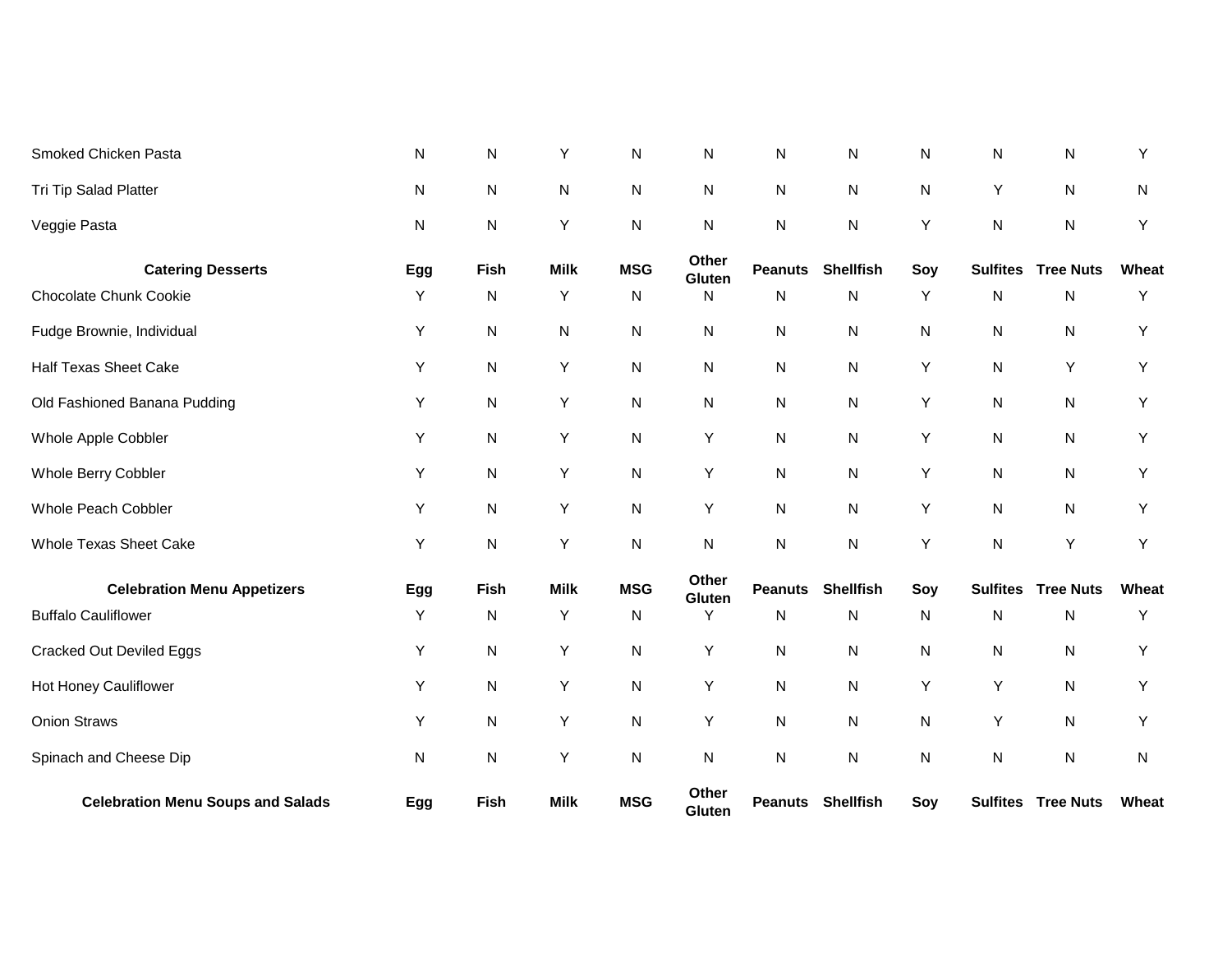| | Egg | Fish | Milk | MSG | Other Gluten | Peanuts | Shellfish | Soy | Sulfites | Tree Nuts | Wheat |
|---|---|---|---|---|---|---|---|---|---|---|---|
| Smoked Chicken Pasta | N | N | Y | N | N | N | N | N | N | N | Y |
| Tri Tip Salad Platter | N | N | N | N | N | N | N | N | Y | N | N |
| Veggie Pasta | N | N | Y | N | N | N | N | Y | N | N | Y |

| Catering Desserts | Egg | Fish | Milk | MSG | Other Gluten | Peanuts | Shellfish | Soy | Sulfites | Tree Nuts | Wheat |
|---|---|---|---|---|---|---|---|---|---|---|---|
| Chocolate Chunk Cookie | Y | N | Y | N | N | N | N | Y | N | N | Y |
| Fudge Brownie, Individual | Y | N | N | N | N | N | N | N | N | N | Y |
| Half Texas Sheet Cake | Y | N | Y | N | N | N | N | Y | N | Y | Y |
| Old Fashioned Banana Pudding | Y | N | Y | N | N | N | N | Y | N | N | Y |
| Whole Apple Cobbler | Y | N | Y | N | Y | N | N | Y | N | N | Y |
| Whole Berry Cobbler | Y | N | Y | N | Y | N | N | Y | N | N | Y |
| Whole Peach Cobbler | Y | N | Y | N | Y | N | N | Y | N | N | Y |
| Whole Texas Sheet Cake | Y | N | Y | N | N | N | N | Y | N | Y | Y |

| Celebration Menu Appetizers | Egg | Fish | Milk | MSG | Other Gluten | Peanuts | Shellfish | Soy | Sulfites | Tree Nuts | Wheat |
|---|---|---|---|---|---|---|---|---|---|---|---|
| Buffalo Cauliflower | Y | N | Y | N | Y | N | N | N | N | N | Y |
| Cracked Out Deviled Eggs | Y | N | Y | N | Y | N | N | N | N | N | Y |
| Hot Honey Cauliflower | Y | N | Y | N | Y | N | N | Y | Y | N | Y |
| Onion Straws | Y | N | Y | N | Y | N | N | N | Y | N | Y |
| Spinach and Cheese Dip | N | N | Y | N | N | N | N | N | N | N | N |

| Celebration Menu Soups and Salads | Egg | Fish | Milk | MSG | Other Gluten | Peanuts | Shellfish | Soy | Sulfites | Tree Nuts | Wheat |
|---|---|---|---|---|---|---|---|---|---|---|---|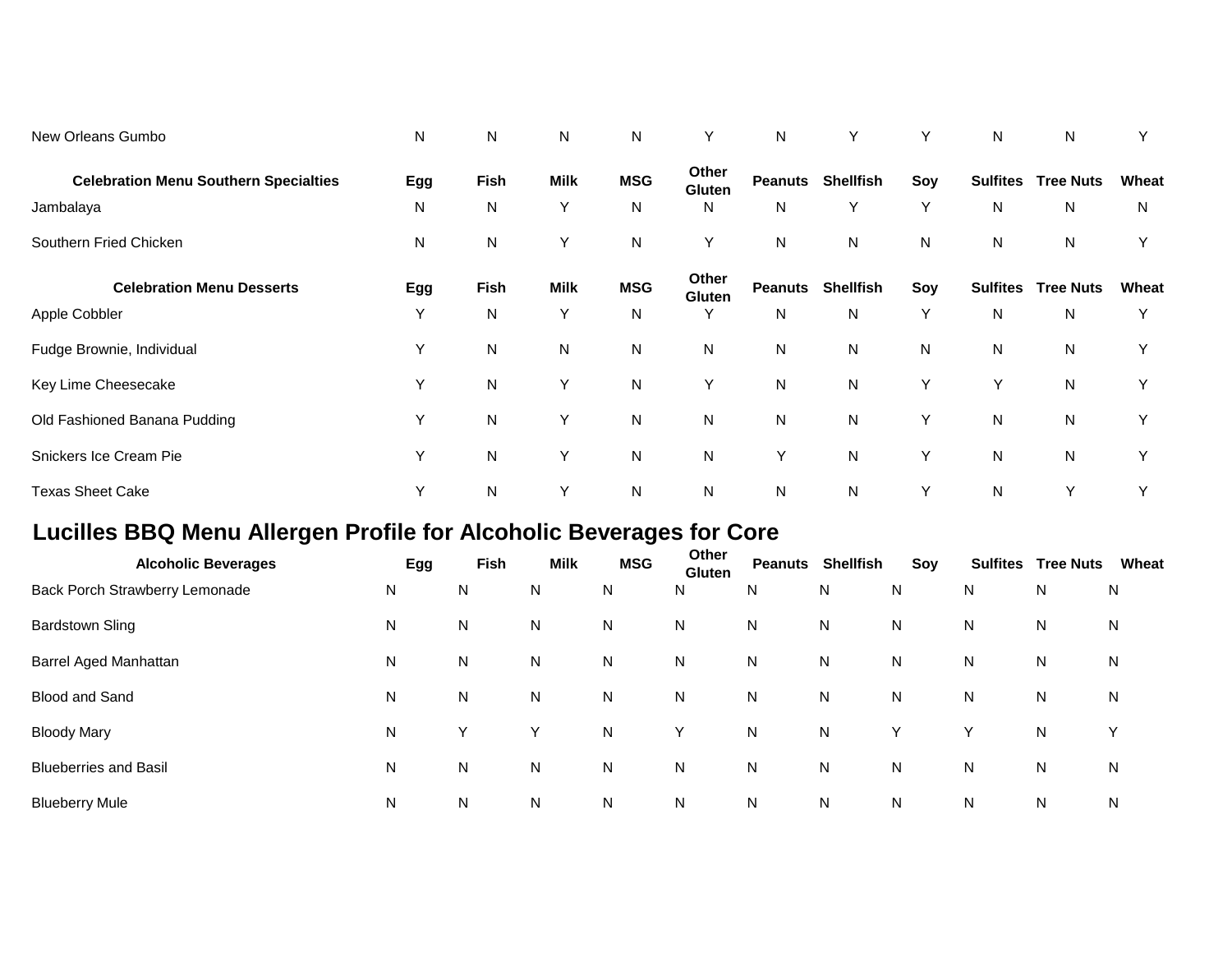| | Egg | Fish | Milk | MSG | Other Gluten | Peanuts | Shellfish | Soy | Sulfites | Tree Nuts | Wheat |
|---|---|---|---|---|---|---|---|---|---|---|---|
| New Orleans Gumbo | N | N | N | N | Y | N | Y | Y | N | N | Y |

| Celebration Menu Southern Specialties | Egg | Fish | Milk | MSG | Other Gluten | Peanuts | Shellfish | Soy | Sulfites | Tree Nuts | Wheat |
|---|---|---|---|---|---|---|---|---|---|---|---|
| Jambalaya | N | N | Y | N | N | N | Y | Y | N | N | N |
| Southern Fried Chicken | N | N | Y | N | Y | N | N | N | N | N | Y |

| Celebration Menu Desserts | Egg | Fish | Milk | MSG | Other Gluten | Peanuts | Shellfish | Soy | Sulfites | Tree Nuts | Wheat |
|---|---|---|---|---|---|---|---|---|---|---|---|
| Apple Cobbler | Y | N | Y | N | Y | N | N | Y | N | N | Y |
| Fudge Brownie, Individual | Y | N | N | N | N | N | N | N | N | N | Y |
| Key Lime Cheesecake | Y | N | Y | N | Y | N | N | Y | Y | N | Y |
| Old Fashioned Banana Pudding | Y | N | Y | N | N | N | N | Y | N | N | Y |
| Snickers Ice Cream Pie | Y | N | Y | N | N | Y | N | Y | N | N | Y |
| Texas Sheet Cake | Y | N | Y | N | N | N | N | Y | N | Y | Y |

# Lucilles BBQ Menu Allergen Profile for Alcoholic Beverages for Core

| Alcoholic Beverages | Egg | Fish | Milk | MSG | Other Gluten | Peanuts | Shellfish | Soy | Sulfites | Tree Nuts | Wheat |
|---|---|---|---|---|---|---|---|---|---|---|---|
| Back Porch Strawberry Lemonade | N | N | N | N | N | N | N | N | N | N | N |
| Bardstown Sling | N | N | N | N | N | N | N | N | N | N | N |
| Barrel Aged Manhattan | N | N | N | N | N | N | N | N | N | N | N |
| Blood and Sand | N | N | N | N | N | N | N | N | N | N | N |
| Bloody Mary | N | Y | Y | N | Y | N | N | Y | Y | N | Y |
| Blueberries and Basil | N | N | N | N | N | N | N | N | N | N | N |
| Blueberry Mule | N | N | N | N | N | N | N | N | N | N | N |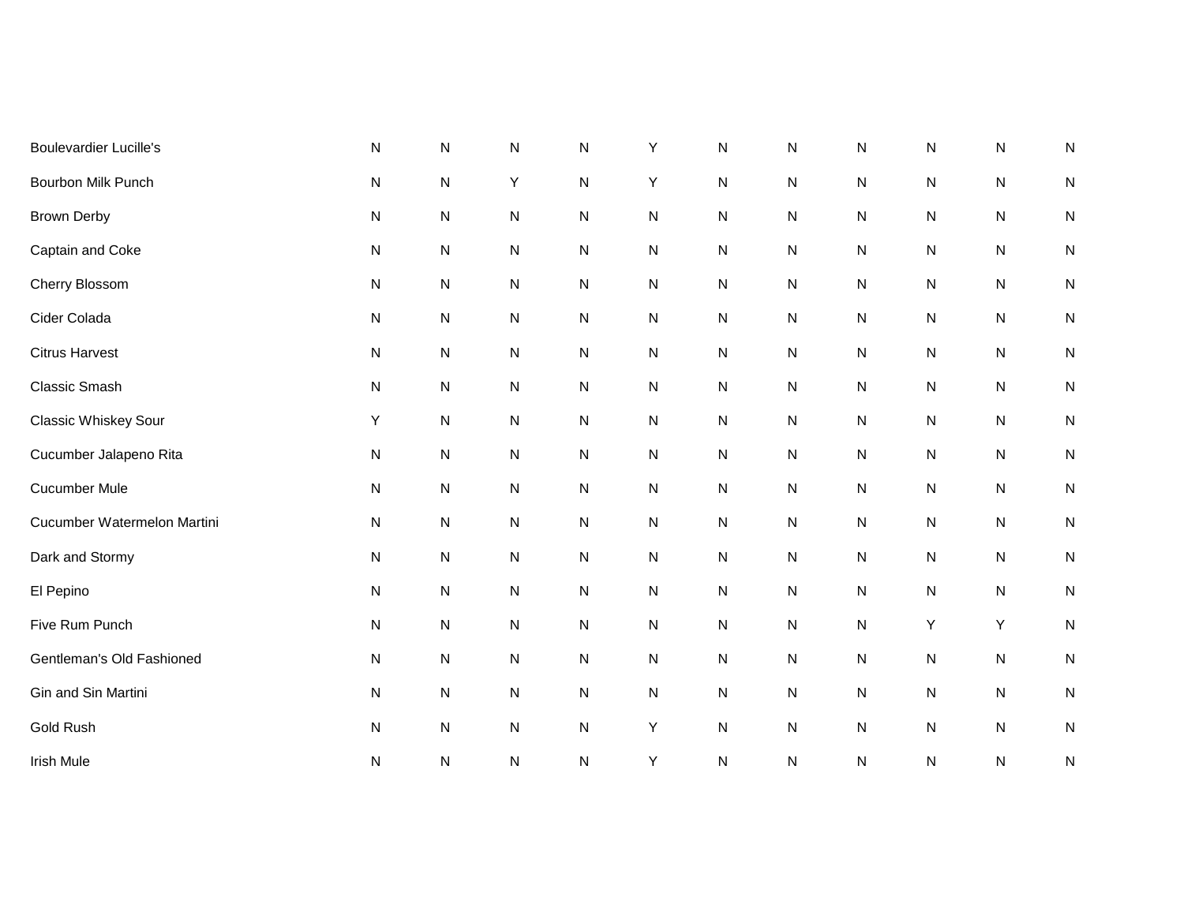| | | | | | | | | | | | |
|---|---|---|---|---|---|---|---|---|---|---|---|
| Boulevardier Lucille's | N | N | N | N | Y | N | N | N | N | N | N |
| Bourbon Milk Punch | N | N | Y | N | Y | N | N | N | N | N | N |
| Brown Derby | N | N | N | N | N | N | N | N | N | N | N |
| Captain and Coke | N | N | N | N | N | N | N | N | N | N | N |
| Cherry Blossom | N | N | N | N | N | N | N | N | N | N | N |
| Cider Colada | N | N | N | N | N | N | N | N | N | N | N |
| Citrus Harvest | N | N | N | N | N | N | N | N | N | N | N |
| Classic Smash | N | N | N | N | N | N | N | N | N | N | N |
| Classic Whiskey Sour | Y | N | N | N | N | N | N | N | N | N | N |
| Cucumber Jalapeno Rita | N | N | N | N | N | N | N | N | N | N | N |
| Cucumber Mule | N | N | N | N | N | N | N | N | N | N | N |
| Cucumber Watermelon Martini | N | N | N | N | N | N | N | N | N | N | N |
| Dark and Stormy | N | N | N | N | N | N | N | N | N | N | N |
| El Pepino | N | N | N | N | N | N | N | N | N | N | N |
| Five Rum Punch | N | N | N | N | N | N | N | N | Y | Y | N |
| Gentleman's Old Fashioned | N | N | N | N | N | N | N | N | N | N | N |
| Gin and Sin Martini | N | N | N | N | N | N | N | N | N | N | N |
| Gold Rush | N | N | N | N | Y | N | N | N | N | N | N |
| Irish Mule | N | N | N | N | Y | N | N | N | N | N | N |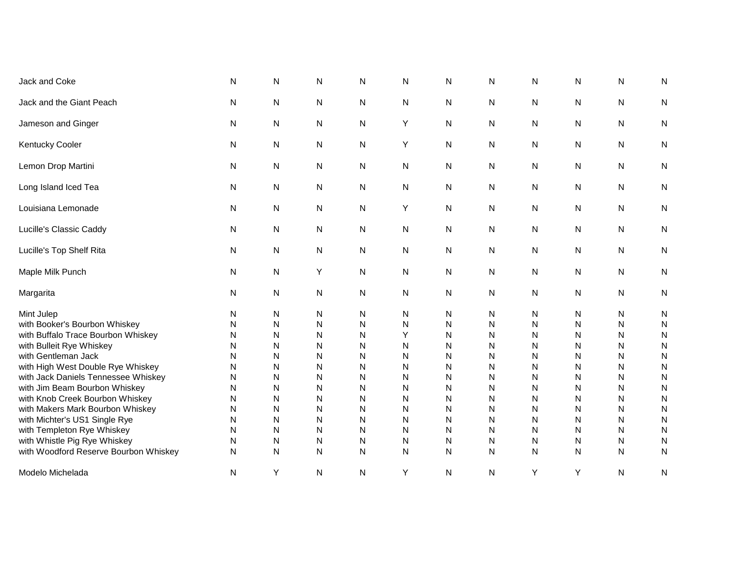| | | | | | | | | | | | |
|---|---|---|---|---|---|---|---|---|---|---|---|
| Jack and Coke | N | N | N | N | N | N | N | N | N | N | N |
| Jack and the Giant Peach | N | N | N | N | N | N | N | N | N | N | N |
| Jameson and Ginger | N | N | N | N | Y | N | N | N | N | N | N |
| Kentucky Cooler | N | N | N | N | Y | N | N | N | N | N | N |
| Lemon Drop Martini | N | N | N | N | N | N | N | N | N | N | N |
| Long Island Iced Tea | N | N | N | N | N | N | N | N | N | N | N |
| Louisiana Lemonade | N | N | N | N | Y | N | N | N | N | N | N |
| Lucille's Classic Caddy | N | N | N | N | N | N | N | N | N | N | N |
| Lucille's Top Shelf Rita | N | N | N | N | N | N | N | N | N | N | N |
| Maple Milk Punch | N | N | Y | N | N | N | N | N | N | N | N |
| Margarita | N | N | N | N | N | N | N | N | N | N | N |
| Mint Julep | N | N | N | N | N | N | N | N | N | N | N |
| with Booker's Bourbon Whiskey | N | N | N | N | N | N | N | N | N | N | N |
| with Buffalo Trace Bourbon Whiskey | N | N | N | N | Y | N | N | N | N | N | N |
| with Bulleit Rye Whiskey | N | N | N | N | N | N | N | N | N | N | N |
| with Gentleman Jack | N | N | N | N | N | N | N | N | N | N | N |
| with High West Double Rye Whiskey | N | N | N | N | N | N | N | N | N | N | N |
| with Jack Daniels Tennessee Whiskey | N | N | N | N | N | N | N | N | N | N | N |
| with Jim Beam Bourbon Whiskey | N | N | N | N | N | N | N | N | N | N | N |
| with Knob Creek Bourbon Whiskey | N | N | N | N | N | N | N | N | N | N | N |
| with Makers Mark Bourbon Whiskey | N | N | N | N | N | N | N | N | N | N | N |
| with Michter's US1 Single Rye | N | N | N | N | N | N | N | N | N | N | N |
| with Templeton Rye Whiskey | N | N | N | N | N | N | N | N | N | N | N |
| with Whistle Pig Rye Whiskey | N | N | N | N | N | N | N | N | N | N | N |
| with Woodford Reserve Bourbon Whiskey | N | N | N | N | N | N | N | N | N | N | N |
| Modelo Michelada | N | Y | N | N | Y | N | N | Y | Y | N | N |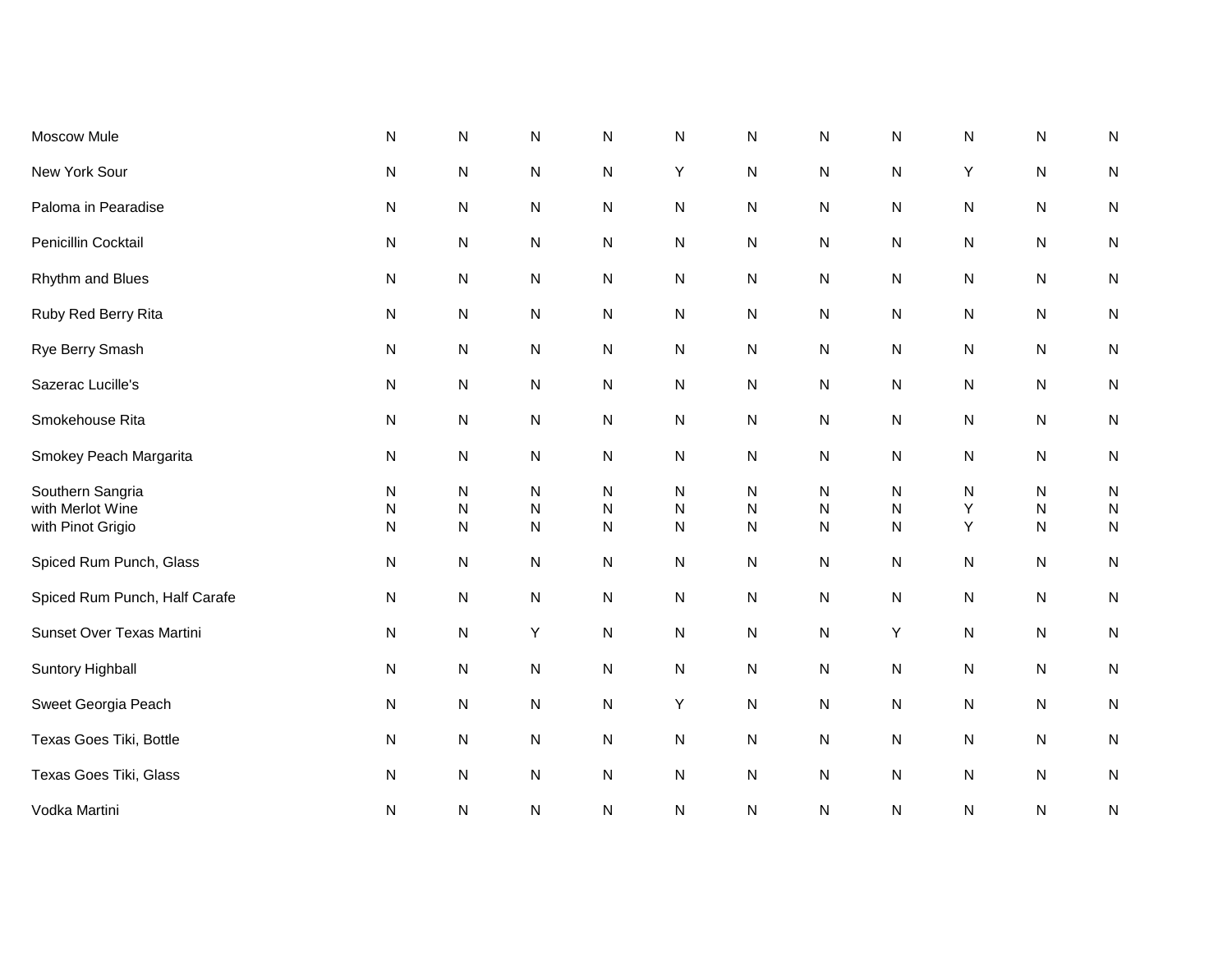| | | | | | | | | | | | |
|---|---|---|---|---|---|---|---|---|---|---|---|
| Moscow Mule | N | N | N | N | N | N | N | N | N | N | N |
| New York Sour | N | N | N | N | Y | N | N | N | Y | N | N |
| Paloma in Pearadise | N | N | N | N | N | N | N | N | N | N | N |
| Penicillin Cocktail | N | N | N | N | N | N | N | N | N | N | N |
| Rhythm and Blues | N | N | N | N | N | N | N | N | N | N | N |
| Ruby Red Berry Rita | N | N | N | N | N | N | N | N | N | N | N |
| Rye Berry Smash | N | N | N | N | N | N | N | N | N | N | N |
| Sazerac Lucille's | N | N | N | N | N | N | N | N | N | N | N |
| Smokehouse Rita | N | N | N | N | N | N | N | N | N | N | N |
| Smokey Peach Margarita | N | N | N | N | N | N | N | N | N | N | N |
| Southern Sangria | N | N | N | N | N | N | N | N | N | N | N |
| with Merlot Wine | N | N | N | N | N | N | N | N | Y | N | N |
| with Pinot Grigio | N | N | N | N | N | N | N | N | Y | N | N |
| Spiced Rum Punch, Glass | N | N | N | N | N | N | N | N | N | N | N |
| Spiced Rum Punch, Half Carafe | N | N | N | N | N | N | N | N | N | N | N |
| Sunset Over Texas Martini | N | N | Y | N | N | N | N | Y | N | N | N |
| Suntory Highball | N | N | N | N | N | N | N | N | N | N | N |
| Sweet Georgia Peach | N | N | N | N | Y | N | N | N | N | N | N |
| Texas Goes Tiki, Bottle | N | N | N | N | N | N | N | N | N | N | N |
| Texas Goes Tiki, Glass | N | N | N | N | N | N | N | N | N | N | N |
| Vodka Martini | N | N | N | N | N | N | N | N | N | N | N |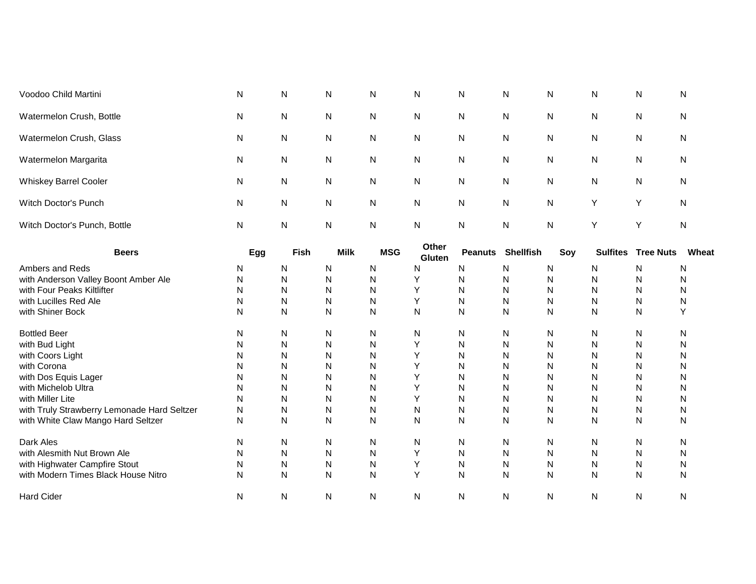| | Egg | Fish | Milk | MSG | Other Gluten | Peanuts | Shellfish | Soy | Sulfites | Tree Nuts | Wheat |
|---|---|---|---|---|---|---|---|---|---|---|---|
| Voodoo Child Martini | N | N | N | N | N | N | N | N | N | N | N |
| Watermelon Crush, Bottle | N | N | N | N | N | N | N | N | N | N | N |
| Watermelon Crush, Glass | N | N | N | N | N | N | N | N | N | N | N |
| Watermelon Margarita | N | N | N | N | N | N | N | N | N | N | N |
| Whiskey Barrel Cooler | N | N | N | N | N | N | N | N | N | N | N |
| Witch Doctor's Punch | N | N | N | N | N | N | N | N | Y | Y | N |
| Witch Doctor's Punch, Bottle | N | N | N | N | N | N | N | N | Y | Y | N |

| Beers | Egg | Fish | Milk | MSG | Other Gluten | Peanuts | Shellfish | Soy | Sulfites | Tree Nuts | Wheat |
|---|---|---|---|---|---|---|---|---|---|---|---|
| Ambers and Reds | N | N | N | N | N | N | N | N | N | N | N |
| with Anderson Valley Boont Amber Ale | N | N | N | N | Y | N | N | N | N | N | N |
| with Four Peaks Kiltlifter | N | N | N | N | Y | N | N | N | N | N | N |
| with Lucilles Red Ale | N | N | N | N | Y | N | N | N | N | N | N |
| with Shiner Bock | N | N | N | N | N | N | N | N | N | N | Y |
| Bottled Beer | N | N | N | N | N | N | N | N | N | N | N |
| with Bud Light | N | N | N | N | Y | N | N | N | N | N | N |
| with Coors Light | N | N | N | N | Y | N | N | N | N | N | N |
| with Corona | N | N | N | N | Y | N | N | N | N | N | N |
| with Dos Equis Lager | N | N | N | N | Y | N | N | N | N | N | N |
| with Michelob Ultra | N | N | N | N | Y | N | N | N | N | N | N |
| with Miller Lite | N | N | N | N | Y | N | N | N | N | N | N |
| with Truly Strawberry Lemonade Hard Seltzer | N | N | N | N | N | N | N | N | N | N | N |
| with White Claw Mango Hard Seltzer | N | N | N | N | N | N | N | N | N | N | N |
| Dark Ales | N | N | N | N | N | N | N | N | N | N | N |
| with Alesmith Nut Brown Ale | N | N | N | N | Y | N | N | N | N | N | N |
| with Highwater Campfire Stout | N | N | N | N | Y | N | N | N | N | N | N |
| with Modern Times Black House Nitro | N | N | N | N | Y | N | N | N | N | N | N |
| Hard Cider | N | N | N | N | N | N | N | N | N | N | N |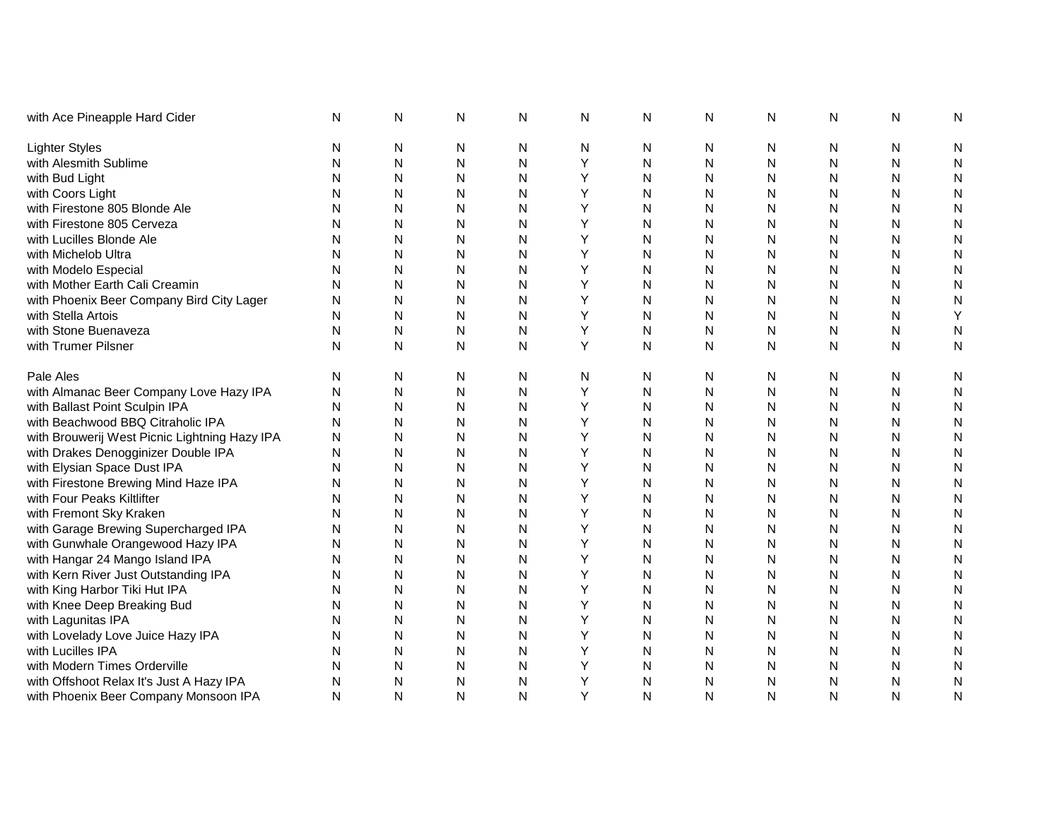| | | | | | | | | | | | |
|---|---|---|---|---|---|---|---|---|---|---|---|
| with Ace Pineapple Hard Cider | N | N | N | N | N | N | N | N | N | N | N |
| | | | | | | | | | | | |
| Lighter Styles | N | N | N | N | N | N | N | N | N | N | N |
| with Alesmith Sublime | N | N | N | N | Y | N | N | N | N | N | N |
| with Bud Light | N | N | N | N | Y | N | N | N | N | N | N |
| with Coors Light | N | N | N | N | Y | N | N | N | N | N | N |
| with Firestone 805 Blonde Ale | N | N | N | N | Y | N | N | N | N | N | N |
| with Firestone 805 Cerveza | N | N | N | N | Y | N | N | N | N | N | N |
| with Lucilles Blonde Ale | N | N | N | N | Y | N | N | N | N | N | N |
| with Michelob Ultra | N | N | N | N | Y | N | N | N | N | N | N |
| with Modelo Especial | N | N | N | N | Y | N | N | N | N | N | N |
| with Mother Earth Cali Creamin | N | N | N | N | Y | N | N | N | N | N | N |
| with Phoenix Beer Company Bird City Lager | N | N | N | N | Y | N | N | N | N | N | N |
| with Stella Artois | N | N | N | N | Y | N | N | N | N | N | Y |
| with Stone Buenaveza | N | N | N | N | Y | N | N | N | N | N | N |
| with Trumer Pilsner | N | N | N | N | Y | N | N | N | N | N | N |
| | | | | | | | | | | | |
| Pale Ales | N | N | N | N | N | N | N | N | N | N | N |
| with Almanac Beer Company Love Hazy IPA | N | N | N | N | Y | N | N | N | N | N | N |
| with Ballast Point Sculpin IPA | N | N | N | N | Y | N | N | N | N | N | N |
| with Beachwood BBQ Citraholic IPA | N | N | N | N | Y | N | N | N | N | N | N |
| with Brouwerij West Picnic Lightning Hazy IPA | N | N | N | N | Y | N | N | N | N | N | N |
| with Drakes Denogginizer Double IPA | N | N | N | N | Y | N | N | N | N | N | N |
| with Elysian Space Dust IPA | N | N | N | N | Y | N | N | N | N | N | N |
| with Firestone Brewing Mind Haze IPA | N | N | N | N | Y | N | N | N | N | N | N |
| with Four Peaks Kiltlifter | N | N | N | N | Y | N | N | N | N | N | N |
| with Fremont Sky Kraken | N | N | N | N | Y | N | N | N | N | N | N |
| with Garage Brewing Supercharged IPA | N | N | N | N | Y | N | N | N | N | N | N |
| with Gunwhale Orangewood Hazy IPA | N | N | N | N | Y | N | N | N | N | N | N |
| with Hangar 24 Mango Island IPA | N | N | N | N | Y | N | N | N | N | N | N |
| with Kern River Just Outstanding IPA | N | N | N | N | Y | N | N | N | N | N | N |
| with King Harbor Tiki Hut IPA | N | N | N | N | Y | N | N | N | N | N | N |
| with Knee Deep Breaking Bud | N | N | N | N | Y | N | N | N | N | N | N |
| with Lagunitas IPA | N | N | N | N | Y | N | N | N | N | N | N |
| with Lovelady Love Juice Hazy IPA | N | N | N | N | Y | N | N | N | N | N | N |
| with Lucilles IPA | N | N | N | N | Y | N | N | N | N | N | N |
| with Modern Times Orderville | N | N | N | N | Y | N | N | N | N | N | N |
| with Offshoot Relax It's Just A Hazy IPA | N | N | N | N | Y | N | N | N | N | N | N |
| with Phoenix Beer Company Monsoon IPA | N | N | N | N | Y | N | N | N | N | N | N |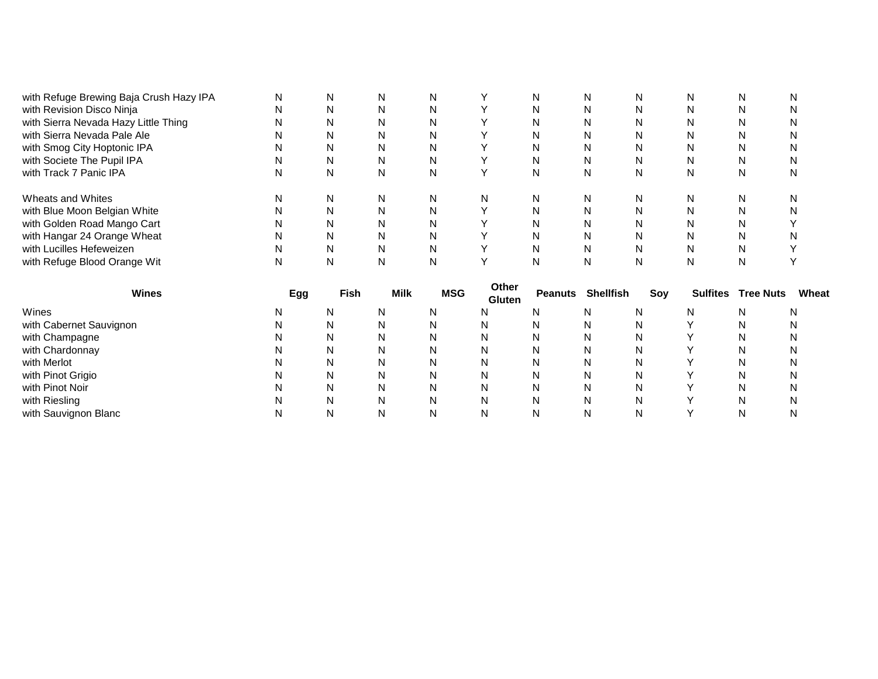| | | | | | | | | | | | |
|---|---|---|---|---|---|---|---|---|---|---|---|
| with Refuge Brewing Baja Crush Hazy IPA | N | N | N | N | Y | N | N | N | N | N | N |
| with Revision Disco Ninja | N | N | N | N | Y | N | N | N | N | N | N |
| with Sierra Nevada Hazy Little Thing | N | N | N | N | Y | N | N | N | N | N | N |
| with Sierra Nevada Pale Ale | N | N | N | N | Y | N | N | N | N | N | N |
| with Smog City Hoptonic IPA | N | N | N | N | Y | N | N | N | N | N | N |
| with Societe The Pupil IPA | N | N | N | N | Y | N | N | N | N | N | N |
| with Track 7 Panic IPA | N | N | N | N | Y | N | N | N | N | N | N |
| | | | | | | | | | | | |
| Wheats and Whites | N | N | N | N | N | N | N | N | N | N | N |
| with Blue Moon Belgian White | N | N | N | N | Y | N | N | N | N | N | N |
| with Golden Road Mango Cart | N | N | N | N | Y | N | N | N | N | N | Y |
| with Hangar 24 Orange Wheat | N | N | N | N | Y | N | N | N | N | N | N |
| with Lucilles Hefeweizen | N | N | N | N | Y | N | N | N | N | N | Y |
| with Refuge Blood Orange Wit | N | N | N | N | Y | N | N | N | N | N | Y |

| Wines | Egg | Fish | Milk | MSG | Other Gluten | Peanuts | Shellfish | Soy | Sulfites | Tree Nuts | Wheat |
|---|---|---|---|---|---|---|---|---|---|---|---|
| Wines | N | N | N | N | N | N | N | N | N | N | N |
| with Cabernet Sauvignon | N | N | N | N | N | N | N | N | Y | N | N |
| with Champagne | N | N | N | N | N | N | N | N | Y | N | N |
| with Chardonnay | N | N | N | N | N | N | N | N | Y | N | N |
| with Merlot | N | N | N | N | N | N | N | N | Y | N | N |
| with Pinot Grigio | N | N | N | N | N | N | N | N | Y | N | N |
| with Pinot Noir | N | N | N | N | N | N | N | N | Y | N | N |
| with Riesling | N | N | N | N | N | N | N | N | Y | N | N |
| with Sauvignon Blanc | N | N | N | N | N | N | N | N | Y | N | N |